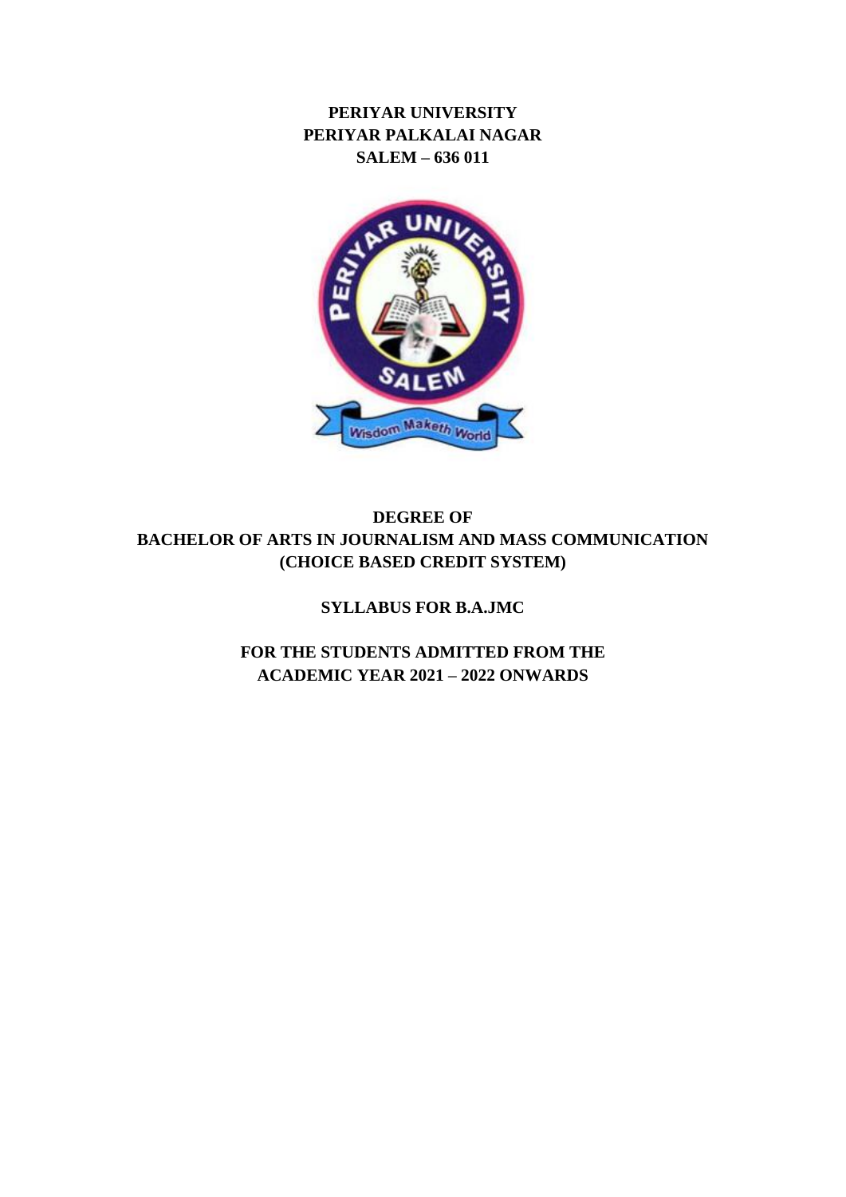**PERIYAR UNIVERSITY**
**PERIYAR PALKALAI NAGAR**
**SALEM – 636 011**

**DEGREE OF**
**BACHELOR OF ARTS IN JOURNALISM AND MASS COMMUNICATION**
**(CHOICE BASED CREDIT SYSTEM)**

**SYLLABUS FOR B.A.JMC**

**FOR THE STUDENTS ADMITTED FROM THE**
**ACADEMIC YEAR 2021 – 2022 ONWARDS**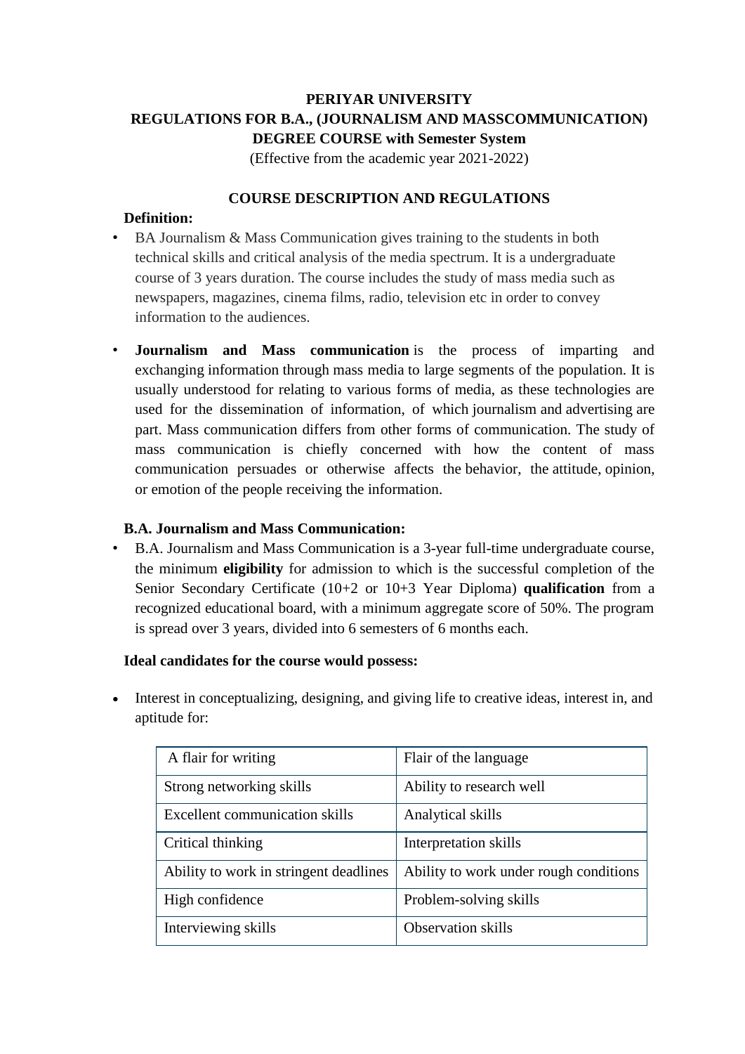# PERIYAR UNIVERSITY

## REGULATIONS FOR B.A., (JOURNALISM AND MASSCOMMUNICATION) DEGREE COURSE with Semester System

(Effective from the academic year 2021-2022)

### COURSE DESCRIPTION AND REGULATIONS

**Definition:**

- BA Journalism & Mass Communication gives training to the students in both technical skills and critical analysis of the media spectrum. It is a undergraduate course of 3 years duration. The course includes the study of mass media such as newspapers, magazines, cinema films, radio, television etc in order to convey information to the audiences.

- **Journalism and Mass communication** is the process of imparting and exchanging information through mass media to large segments of the population. It is usually understood for relating to various forms of media, as these technologies are used for the dissemination of information, of which journalism and advertising are part. Mass communication differs from other forms of communication. The study of mass communication is chiefly concerned with how the content of mass communication persuades or otherwise affects the behavior, the attitude, opinion, or emotion of the people receiving the information.

**B.A. Journalism and Mass Communication:**

- B.A. Journalism and Mass Communication is a 3-year full-time undergraduate course, the minimum **eligibility** for admission to which is the successful completion of the Senior Secondary Certificate (10+2 or 10+3 Year Diploma) **qualification** from a recognized educational board, with a minimum aggregate score of 50%. The program is spread over 3 years, divided into 6 semesters of 6 months each.

**Ideal candidates for the course would possess:**

- Interest in conceptualizing, designing, and giving life to creative ideas, interest in, and aptitude for:

| A flair for writing | Flair of the language |
|---|---|
| Strong networking skills | Ability to research well |
| Excellent communication skills | Analytical skills |
| Critical thinking | Interpretation skills |
| Ability to work in stringent deadlines | Ability to work under rough conditions |
| High confidence | Problem-solving skills |
| Interviewing skills | Observation skills |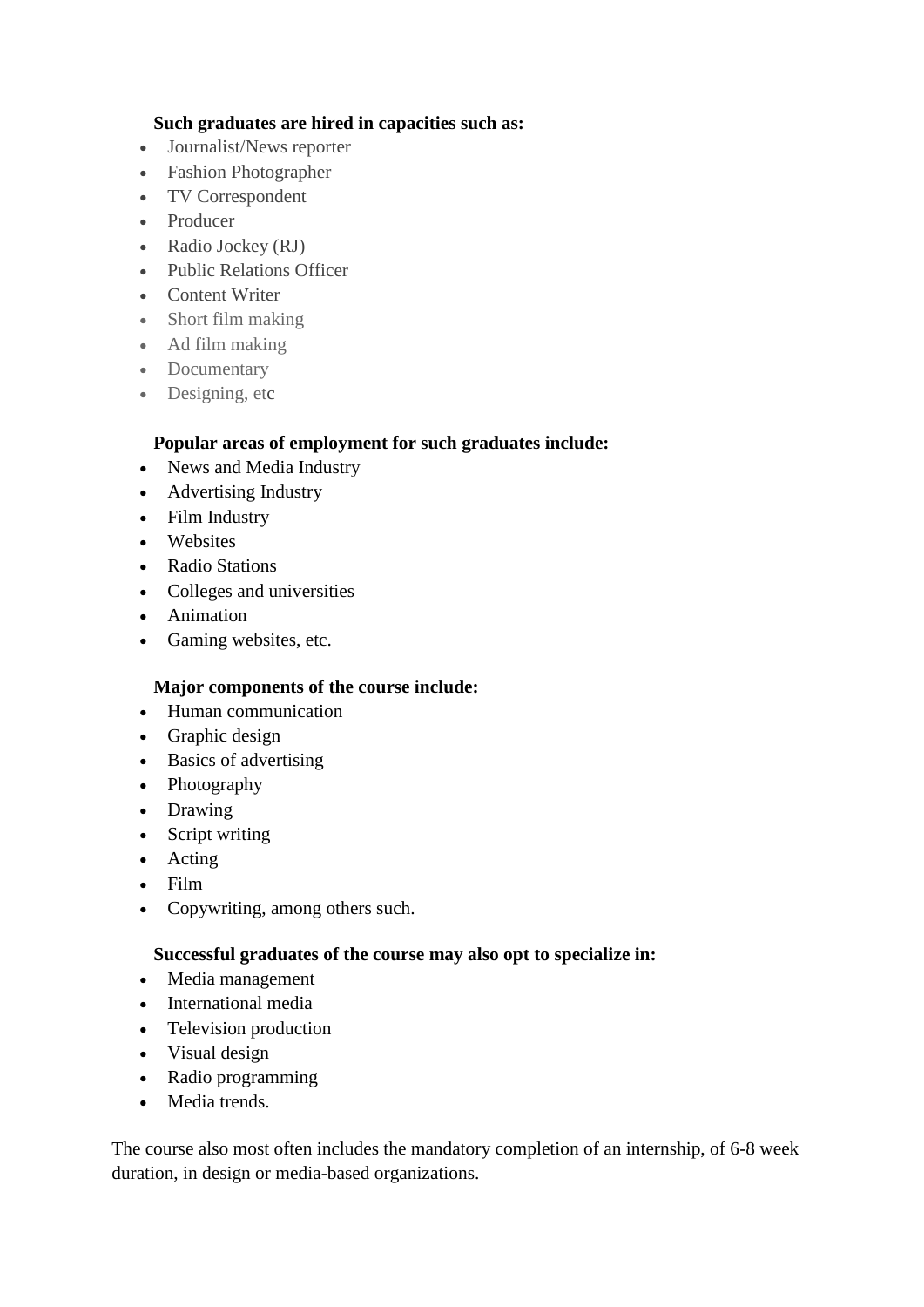**Such graduates are hired in capacities such as:**

- Journalist/News reporter
- Fashion Photographer
- TV Correspondent
- Producer
- Radio Jockey (RJ)
- Public Relations Officer
- Content Writer
- Short film making
- Ad film making
- Documentary
- Designing, etc

**Popular areas of employment for such graduates include:**

- News and Media Industry
- Advertising Industry
- Film Industry
- Websites
- Radio Stations
- Colleges and universities
- Animation
- Gaming websites, etc.

**Major components of the course include:**

- Human communication
- Graphic design
- Basics of advertising
- Photography
- Drawing
- Script writing
- Acting
- Film
- Copywriting, among others such.

**Successful graduates of the course may also opt to specialize in:**

- Media management
- International media
- Television production
- Visual design
- Radio programming
- Media trends.

The course also most often includes the mandatory completion of an internship, of 6-8 week duration, in design or media-based organizations.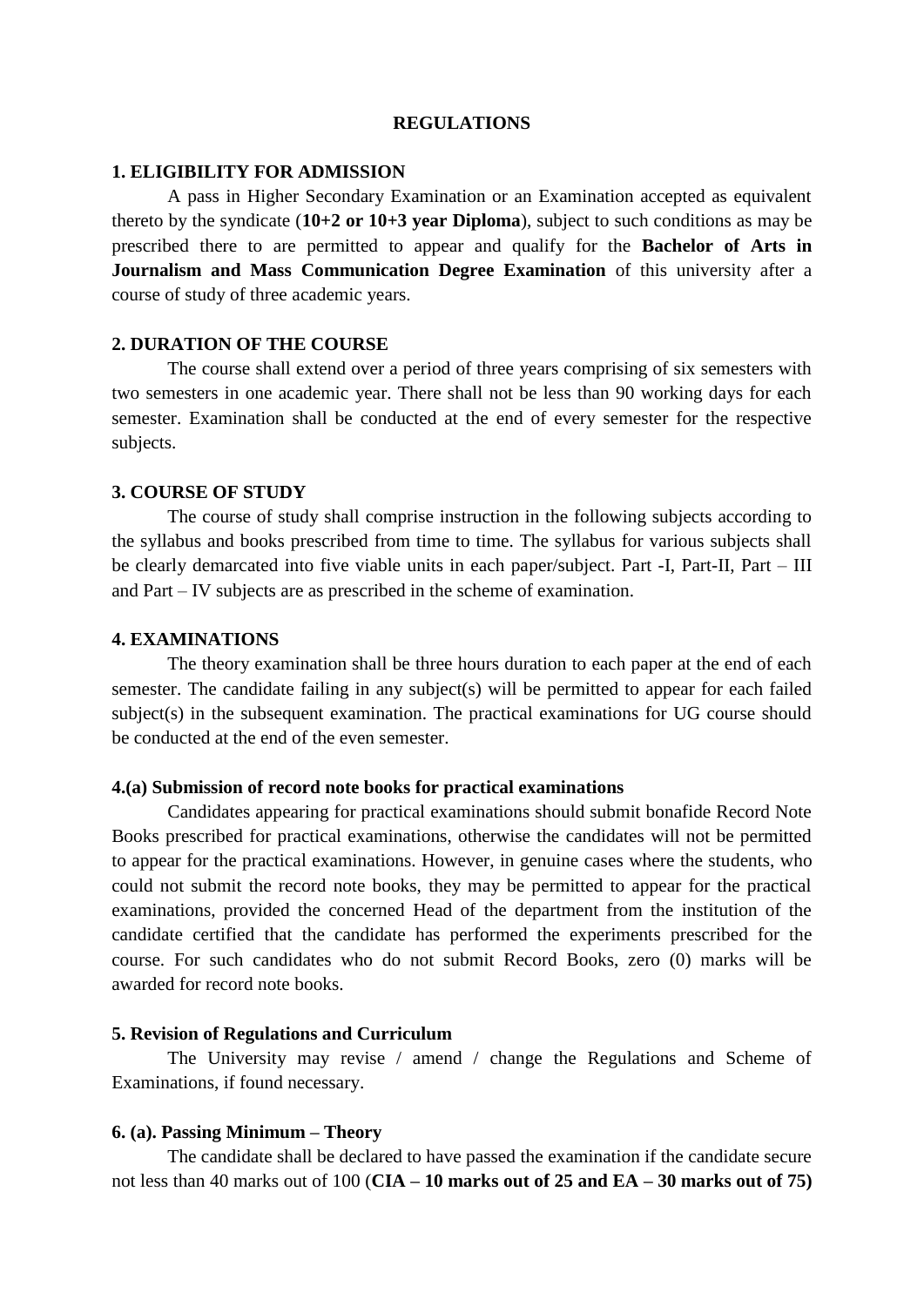# REGULATIONS

## 1. ELIGIBILITY FOR ADMISSION

A pass in Higher Secondary Examination or an Examination accepted as equivalent thereto by the syndicate (**10+2 or 10+3 year Diploma**), subject to such conditions as may be prescribed there to are permitted to appear and qualify for the **Bachelor of Arts in Journalism and Mass Communication Degree Examination** of this university after a course of study of three academic years.

## 2. DURATION OF THE COURSE

The course shall extend over a period of three years comprising of six semesters with two semesters in one academic year. There shall not be less than 90 working days for each semester. Examination shall be conducted at the end of every semester for the respective subjects.

## 3. COURSE OF STUDY

The course of study shall comprise instruction in the following subjects according to the syllabus and books prescribed from time to time. The syllabus for various subjects shall be clearly demarcated into five viable units in each paper/subject. Part -I, Part-II, Part – III and Part – IV subjects are as prescribed in the scheme of examination.

## 4. EXAMINATIONS

The theory examination shall be three hours duration to each paper at the end of each semester. The candidate failing in any subject(s) will be permitted to appear for each failed subject(s) in the subsequent examination. The practical examinations for UG course should be conducted at the end of the even semester.

### 4.(a) Submission of record note books for practical examinations

Candidates appearing for practical examinations should submit bonafide Record Note Books prescribed for practical examinations, otherwise the candidates will not be permitted to appear for the practical examinations. However, in genuine cases where the students, who could not submit the record note books, they may be permitted to appear for the practical examinations, provided the concerned Head of the department from the institution of the candidate certified that the candidate has performed the experiments prescribed for the course. For such candidates who do not submit Record Books, zero (0) marks will be awarded for record note books.

## 5. Revision of Regulations and Curriculum

The University may revise / amend / change the Regulations and Scheme of Examinations, if found necessary.

## 6. (a). Passing Minimum – Theory

The candidate shall be declared to have passed the examination if the candidate secure not less than 40 marks out of 100 (**CIA – 10 marks out of 25 and EA – 30 marks out of 75)**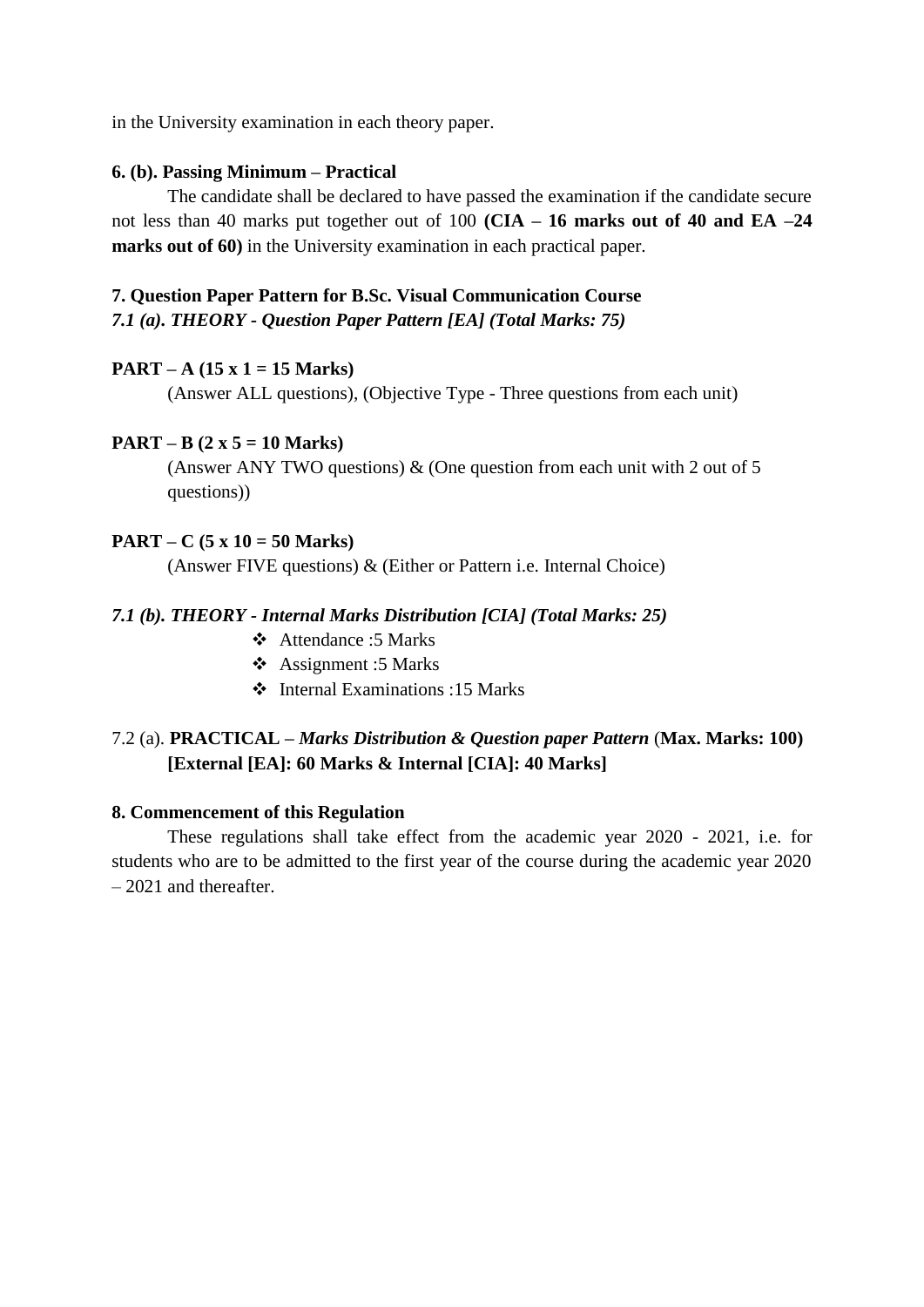in the University examination in each theory paper.

**6. (b). Passing Minimum – Practical**

The candidate shall be declared to have passed the examination if the candidate secure not less than 40 marks put together out of 100 **(CIA – 16 marks out of 40 and EA –24 marks out of 60)** in the University examination in each practical paper.

**7. Question Paper Pattern for B.Sc. Visual Communication Course**

***7.1 (a). THEORY - Question Paper Pattern [EA] (Total Marks: 75)***

**PART – A (15 x 1 = 15 Marks)**

(Answer ALL questions), (Objective Type - Three questions from each unit)

**PART – B (2 x 5 = 10 Marks)**

(Answer ANY TWO questions) & (One question from each unit with 2 out of 5 questions))

**PART – C (5 x 10 = 50 Marks)**

(Answer FIVE questions) & (Either or Pattern i.e. Internal Choice)

***7.1 (b). THEORY - Internal Marks Distribution [CIA] (Total Marks: 25)***

- Attendance :5 Marks
- Assignment :5 Marks
- Internal Examinations :15 Marks

7.2 (a). **PRACTICAL –** ***Marks Distribution & Question paper Pattern*** (**Max. Marks: 100) [External [EA]: 60 Marks & Internal [CIA]: 40 Marks]**

**8. Commencement of this Regulation**

These regulations shall take effect from the academic year 2020 - 2021, i.e. for students who are to be admitted to the first year of the course during the academic year 2020 – 2021 and thereafter.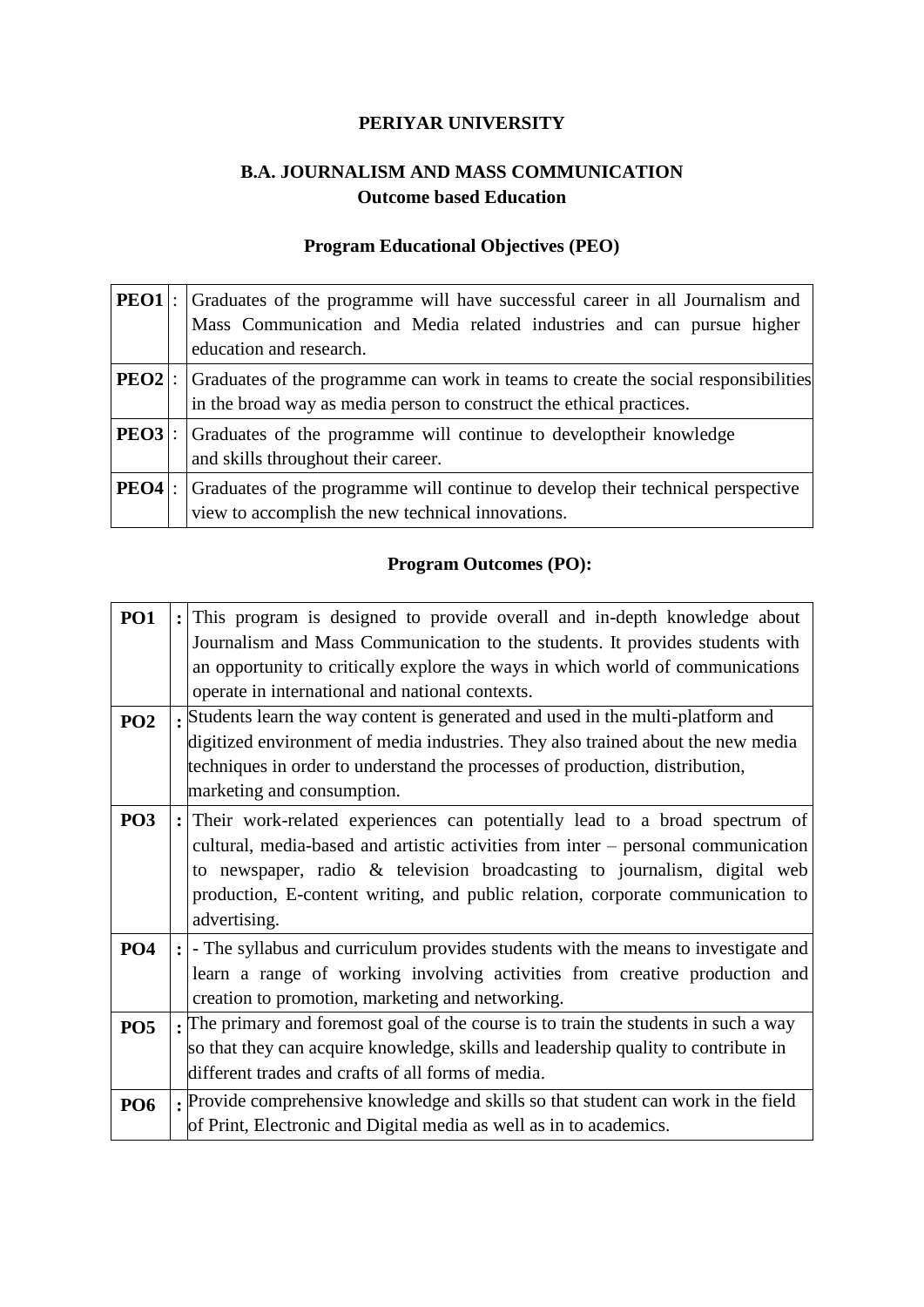# PERIYAR UNIVERSITY

## B.A. JOURNALISM AND MASS COMMUNICATION
## Outcome based Education

### Program Educational Objectives (PEO)

| | | |
|---|---|---|
| **PEO1** | : | Graduates of the programme will have successful career in all Journalism and Mass Communication and Media related industries and can pursue higher education and research. |
| **PEO2** | : | Graduates of the programme can work in teams to create the social responsibilities in the broad way as media person to construct the ethical practices. |
| **PEO3** | : | Graduates of the programme will continue to developtheir knowledge and skills throughout their career. |
| **PEO4** | : | Graduates of the programme will continue to develop their technical perspective view to accomplish the new technical innovations. |

### Program Outcomes (PO):

| | | |
|---|---|---|
| **PO1** | **:** | This program is designed to provide overall and in-depth knowledge about Journalism and Mass Communication to the students. It provides students with an opportunity to critically explore the ways in which world of communications operate in international and national contexts. |
| **PO2** | **:** | Students learn the way content is generated and used in the multi-platform and digitized environment of media industries. They also trained about the new media techniques in order to understand the processes of production, distribution, marketing and consumption. |
| **PO3** | **:** | Their work-related experiences can potentially lead to a broad spectrum of cultural, media-based and artistic activities from inter – personal communication to newspaper, radio & television broadcasting to journalism, digital web production, E-content writing, and public relation, corporate communication to advertising. |
| **PO4** | **:** | - The syllabus and curriculum provides students with the means to investigate and learn a range of working involving activities from creative production and creation to promotion, marketing and networking. |
| **PO5** | **:** | The primary and foremost goal of the course is to train the students in such a way so that they can acquire knowledge, skills and leadership quality to contribute in different trades and crafts of all forms of media. |
| **PO6** | **:** | Provide comprehensive knowledge and skills so that student can work in the field of Print, Electronic and Digital media as well as in to academics. |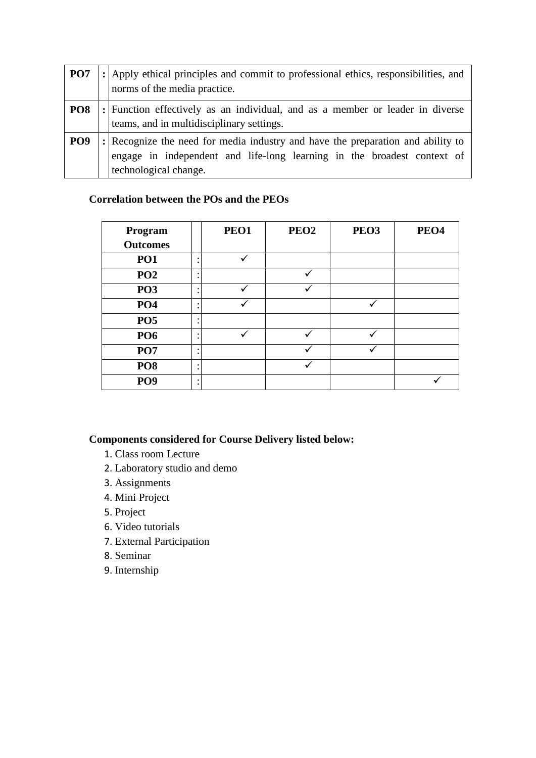| | | |
|---|---|---|
| **PO7** | **:** | Apply ethical principles and commit to professional ethics, responsibilities, and norms of the media practice. |
| **PO8** | **:** | Function effectively as an individual, and as a member or leader in diverse teams, and in multidisciplinary settings. |
| **PO9** | **:** | Recognize the need for media industry and have the preparation and ability to engage in independent and life-long learning in the broadest context of technological change. |

**Correlation between the POs and the PEOs**

| Program Outcomes | | PEO1 | PEO2 | PEO3 | PEO4 |
|---|---|---|---|---|---|
| **PO1** | : | ✓ | | | |
| **PO2** | : | | ✓ | | |
| **PO3** | : | ✓ | ✓ | | |
| **PO4** | : | ✓ | | ✓ | |
| **PO5** | : | | | | |
| **PO6** | : | ✓ | ✓ | ✓ | |
| **PO7** | : | | ✓ | ✓ | |
| **PO8** | : | | ✓ | | |
| **PO9** | : | | | | ✓ |

**Components considered for Course Delivery listed below:**

1. Class room Lecture
2. Laboratory studio and demo
3. Assignments
4. Mini Project
5. Project
6. Video tutorials
7. External Participation
8. Seminar
9. Internship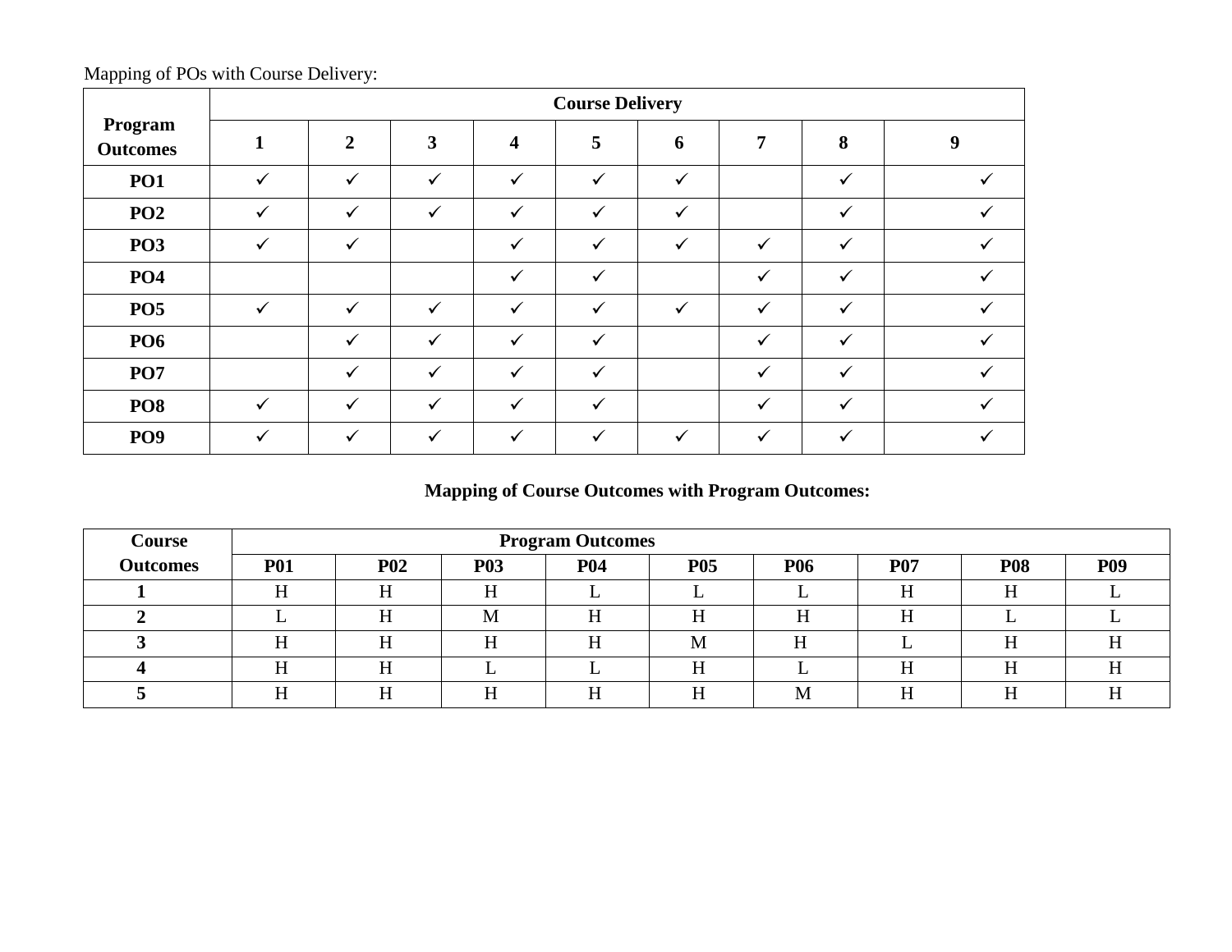Mapping of POs with Course Delivery:

| Program Outcomes | Course Delivery | | | | | | | | |
|---|---|---|---|---|---|---|---|---|---|
| | 1 | 2 | 3 | 4 | 5 | 6 | 7 | 8 | 9 |
| **PO1** | ✓ | ✓ | ✓ | ✓ | ✓ | ✓ | | ✓ | ✓ |
| **PO2** | ✓ | ✓ | ✓ | ✓ | ✓ | ✓ | | ✓ | ✓ |
| **PO3** | ✓ | ✓ | | ✓ | ✓ | ✓ | ✓ | ✓ | ✓ |
| **PO4** | | | | ✓ | ✓ | | ✓ | ✓ | ✓ |
| **PO5** | ✓ | ✓ | ✓ | ✓ | ✓ | ✓ | ✓ | ✓ | ✓ |
| **PO6** | | ✓ | ✓ | ✓ | ✓ | | ✓ | ✓ | ✓ |
| **PO7** | | ✓ | ✓ | ✓ | ✓ | | ✓ | ✓ | ✓ |
| **PO8** | ✓ | ✓ | ✓ | ✓ | ✓ | | ✓ | ✓ | ✓ |
| **PO9** | ✓ | ✓ | ✓ | ✓ | ✓ | ✓ | ✓ | ✓ | ✓ |

**Mapping of Course Outcomes with Program Outcomes:**

| Course Outcomes | Program Outcomes | | | | | | | | |
|---|---|---|---|---|---|---|---|---|---|
| | **P01** | **P02** | **P03** | **P04** | **P05** | **P06** | **P07** | **P08** | **P09** |
| **1** | H | H | H | L | L | L | H | H | L |
| **2** | L | H | M | H | H | H | H | L | L |
| **3** | H | H | H | H | M | H | L | H | H |
| **4** | H | H | L | L | H | L | H | H | H |
| **5** | H | H | H | H | H | M | H | H | H |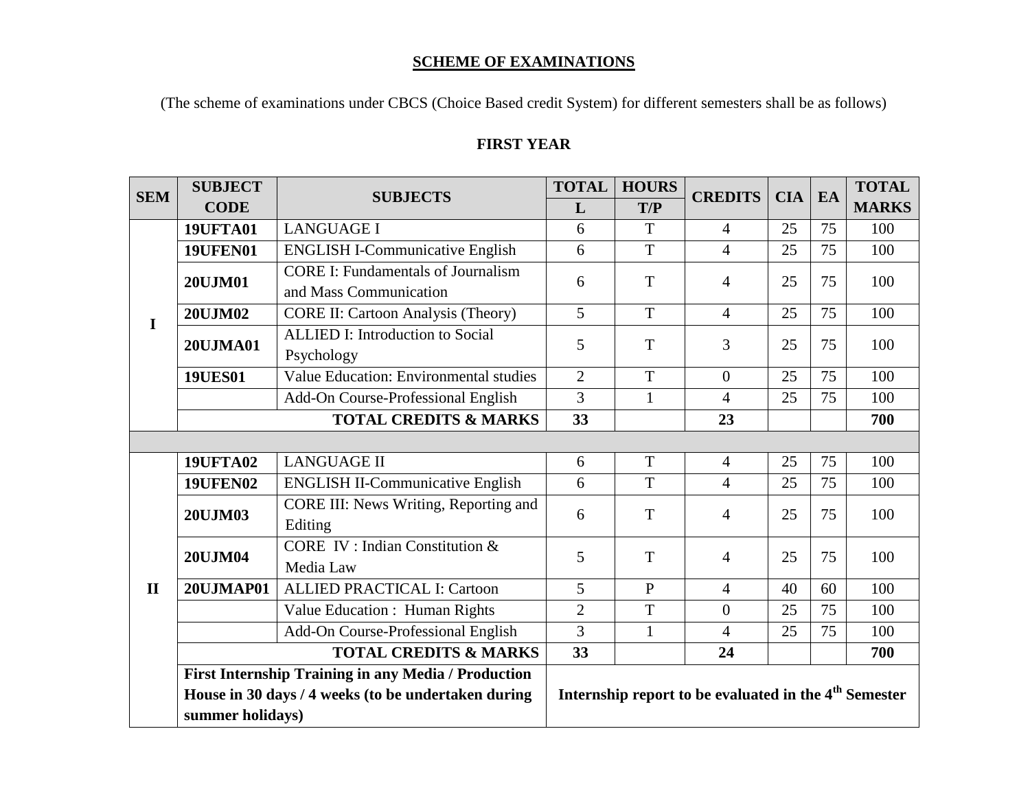## SCHEME OF EXAMINATIONS

(The scheme of examinations under CBCS (Choice Based credit System) for different semesters shall be as follows)

### FIRST YEAR

| SEM | SUBJECT CODE | SUBJECTS | TOTAL L | HOURS T/P | CREDITS | CIA | EA | TOTAL MARKS |
|---|---|---|---|---|---|---|---|---|
| I | **19UFTA01** | LANGUAGE I | 6 | T | 4 | 25 | 75 | 100 |
| | **19UFEN01** | ENGLISH I-Communicative English | 6 | T | 4 | 25 | 75 | 100 |
| | **20UJM01** | CORE I: Fundamentals of Journalism and Mass Communication | 6 | T | 4 | 25 | 75 | 100 |
| | **20UJM02** | CORE II: Cartoon Analysis (Theory) | 5 | T | 4 | 25 | 75 | 100 |
| | **20UJMA01** | ALLIED I: Introduction to Social Psychology | 5 | T | 3 | 25 | 75 | 100 |
| | **19UES01** | Value Education: Environmental studies | 2 | T | 0 | 25 | 75 | 100 |
| | | Add-On Course-Professional English | 3 | 1 | 4 | 25 | 75 | 100 |
| | | **TOTAL CREDITS & MARKS** | **33** | | **23** | | | **700** |
| | | | | | | | | |
| II | **19UFTA02** | LANGUAGE II | 6 | T | 4 | 25 | 75 | 100 |
| | **19UFEN02** | ENGLISH II-Communicative English | 6 | T | 4 | 25 | 75 | 100 |
| | **20UJM03** | CORE III: News Writing, Reporting and Editing | 6 | T | 4 | 25 | 75 | 100 |
| | **20UJM04** | CORE IV : Indian Constitution & Media Law | 5 | T | 4 | 25 | 75 | 100 |
| | **20UJMAP01** | ALLIED PRACTICAL I: Cartoon | 5 | P | 4 | 40 | 60 | 100 |
| | | Value Education : Human Rights | 2 | T | 0 | 25 | 75 | 100 |
| | | Add-On Course-Professional English | 3 | 1 | 4 | 25 | 75 | 100 |
| | | **TOTAL CREDITS & MARKS** | **33** | | **24** | | | **700** |
| | **First Internship Training in any Media / Production House in 30 days / 4 weeks (to be undertaken during summer holidays)** | | **Internship report to be evaluated in the 4th Semester** | | | | | |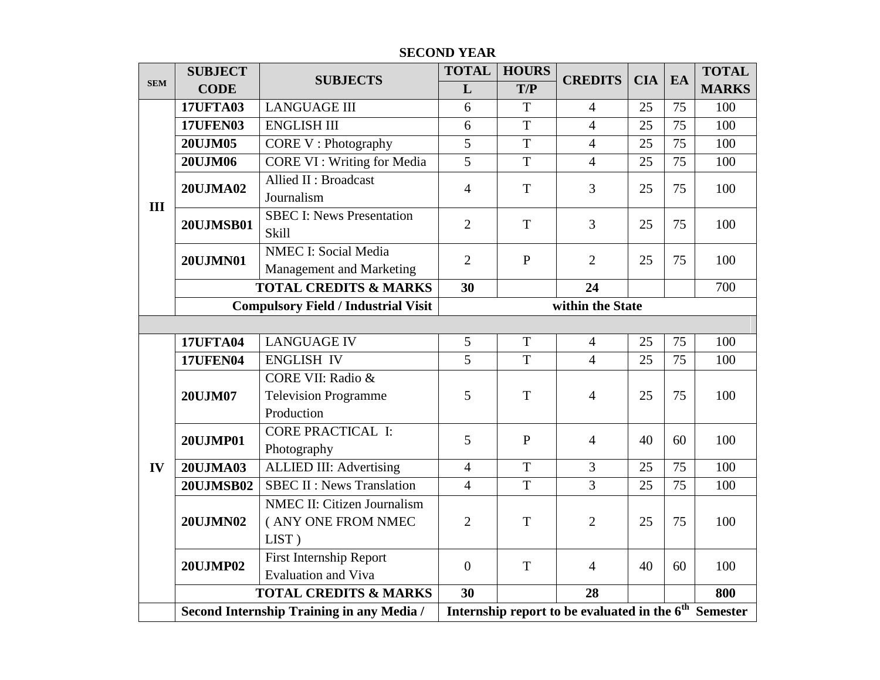## SECOND YEAR

| SEM | SUBJECT CODE | SUBJECTS | TOTAL L | HOURS T/P | CREDITS | CIA | EA | TOTAL MARKS |
|---|---|---|---|---|---|---|---|---|
| III | **17UFTA03** | LANGUAGE III | 6 | T | 4 | 25 | 75 | 100 |
| | **17UFEN03** | ENGLISH III | 6 | T | 4 | 25 | 75 | 100 |
| | **20UJM05** | CORE V : Photography | 5 | T | 4 | 25 | 75 | 100 |
| | **20UJM06** | CORE VI : Writing for Media | 5 | T | 4 | 25 | 75 | 100 |
| | **20UJMA02** | Allied II : Broadcast Journalism | 4 | T | 3 | 25 | 75 | 100 |
| | **20UJMSB01** | SBEC I: News Presentation Skill | 2 | T | 3 | 25 | 75 | 100 |
| | **20UJMN01** | NMEC I: Social Media Management and Marketing | 2 | P | 2 | 25 | 75 | 100 |
| | **TOTAL CREDITS & MARKS** | | **30** | | **24** | | | 700 |
| | **Compulsory Field / Industrial Visit** | | **within the State** | | | | | |
| | | | | | | | | |
| IV | **17UFTA04** | LANGUAGE IV | 5 | T | 4 | 25 | 75 | 100 |
| | **17UFEN04** | ENGLISH IV | 5 | T | 4 | 25 | 75 | 100 |
| | **20UJM07** | CORE VII: Radio & Television Programme Production | 5 | T | 4 | 25 | 75 | 100 |
| | **20UJMP01** | CORE PRACTICAL I: Photography | 5 | P | 4 | 40 | 60 | 100 |
| | **20UJMA03** | ALLIED III: Advertising | 4 | T | 3 | 25 | 75 | 100 |
| | **20UJMSB02** | SBEC II : News Translation | 4 | T | 3 | 25 | 75 | 100 |
| | **20UJMN02** | NMEC II: Citizen Journalism ( ANY ONE FROM NMEC LIST ) | 2 | T | 2 | 25 | 75 | 100 |
| | **20UJMP02** | First Internship Report Evaluation and Viva | 0 | T | 4 | 40 | 60 | 100 |
| | **TOTAL CREDITS & MARKS** | | **30** | | **28** | | | **800** |
| | **Second Internship Training in any Media /** | | **Internship report to be evaluated in the 6th Semester** | | | | | |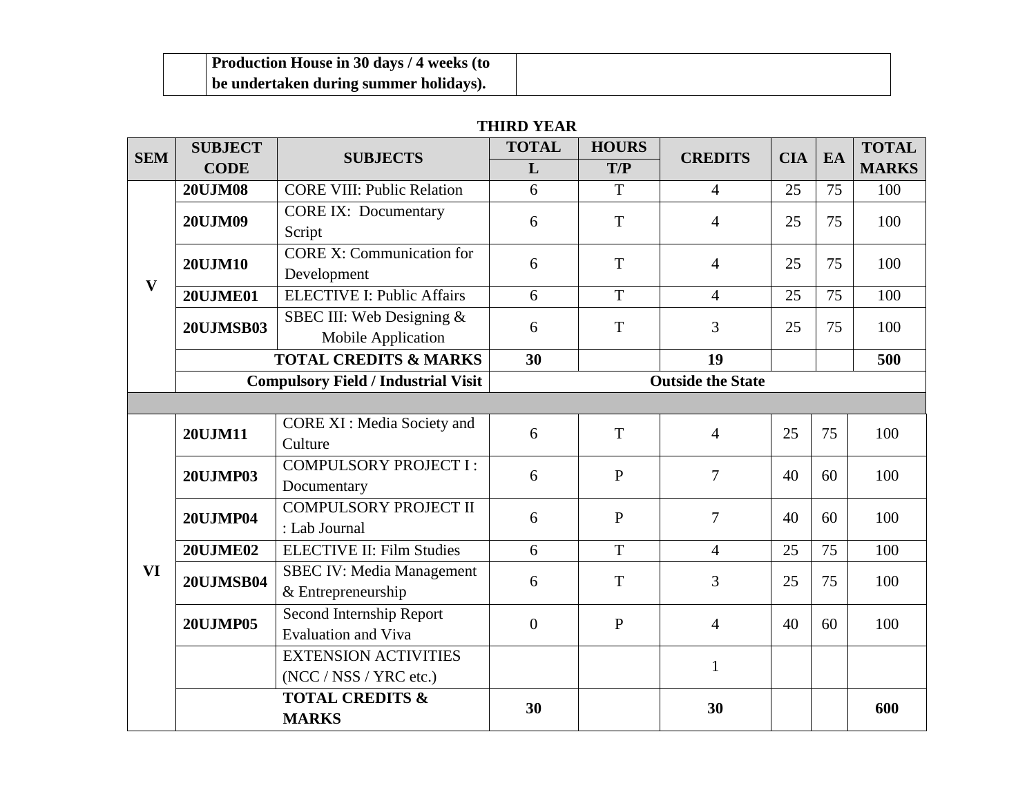| | Production House in 30 days / 4 weeks (to be undertaken during summer holidays). | |
|---|---|---|

**THIRD YEAR**

| SEM | SUBJECT CODE | SUBJECTS | TOTAL L | HOURS T/P | CREDITS | CIA | EA | TOTAL MARKS |
|---|---|---|---|---|---|---|---|---|
| V | 20UJM08 | CORE VIII: Public Relation | 6 | T | 4 | 25 | 75 | 100 |
| | 20UJM09 | CORE IX: Documentary Script | 6 | T | 4 | 25 | 75 | 100 |
| | 20UJM10 | CORE X: Communication for Development | 6 | T | 4 | 25 | 75 | 100 |
| | 20UJME01 | ELECTIVE I: Public Affairs | 6 | T | 4 | 25 | 75 | 100 |
| | 20UJMSB03 | SBEC III: Web Designing & Mobile Application | 6 | T | 3 | 25 | 75 | 100 |
| | **TOTAL CREDITS & MARKS** | | **30** | | **19** | | | **500** |
| | **Compulsory Field / Industrial Visit** | | **Outside the State** | | | | | |
| | | | | | | | | |
| VI | 20UJM11 | CORE XI : Media Society and Culture | 6 | T | 4 | 25 | 75 | 100 |
| | 20UJMP03 | COMPULSORY PROJECT I : Documentary | 6 | P | 7 | 40 | 60 | 100 |
| | 20UJMP04 | COMPULSORY PROJECT II : Lab Journal | 6 | P | 7 | 40 | 60 | 100 |
| | 20UJME02 | ELECTIVE II: Film Studies | 6 | T | 4 | 25 | 75 | 100 |
| | 20UJMSB04 | SBEC IV: Media Management & Entrepreneurship | 6 | T | 3 | 25 | 75 | 100 |
| | 20UJMP05 | Second Internship Report Evaluation and Viva | 0 | P | 4 | 40 | 60 | 100 |
| | | EXTENSION ACTIVITIES (NCC / NSS / YRC etc.) | | | 1 | | | |
| | **TOTAL CREDITS & MARKS** | | **30** | | **30** | | | **600** |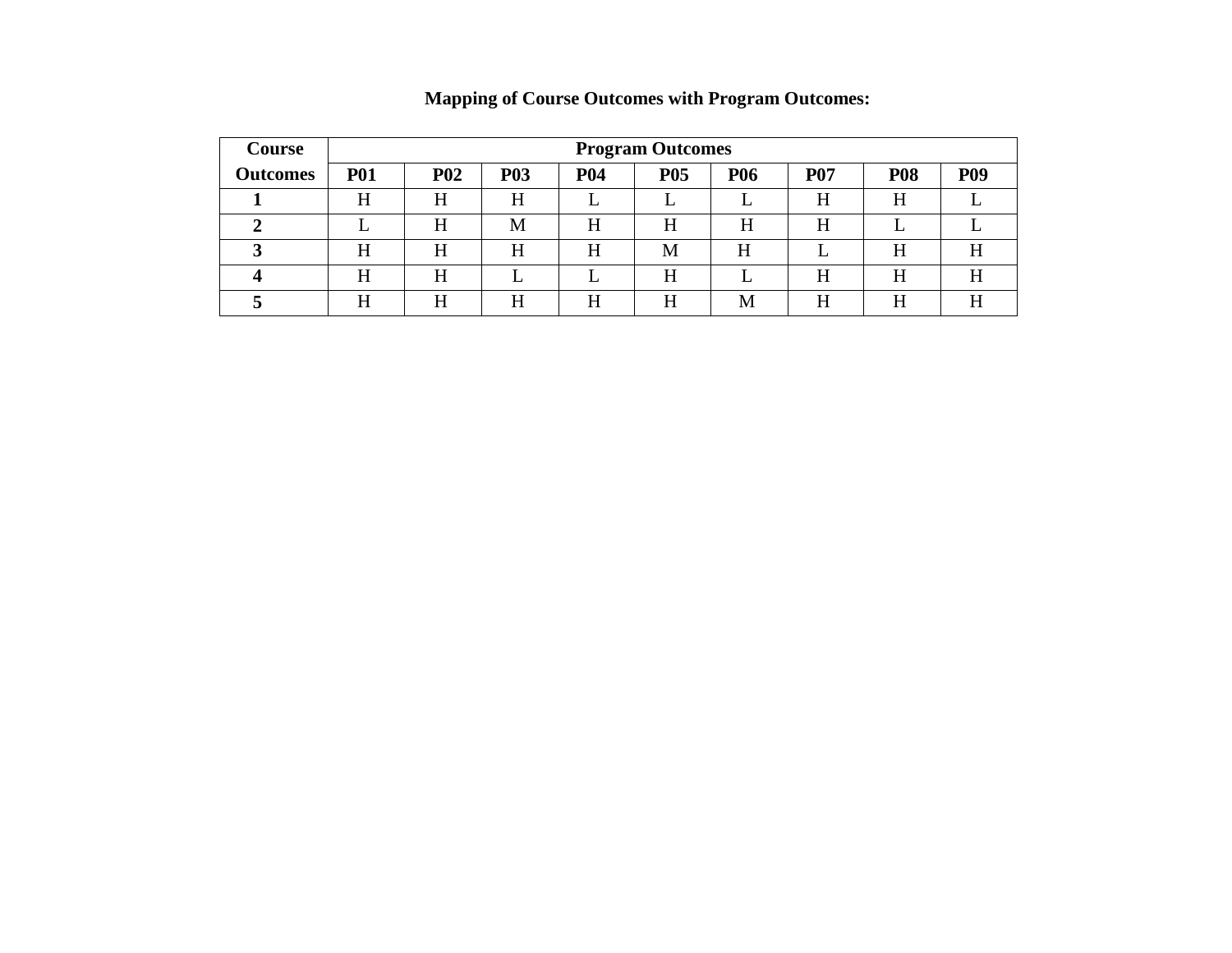**Mapping of Course Outcomes with Program Outcomes:**

| Course Outcomes | Program Outcomes | | | | | | | | |
|---|---|---|---|---|---|---|---|---|---|
| | **P01** | **P02** | **P03** | **P04** | **P05** | **P06** | **P07** | **P08** | **P09** |
| **1** | H | H | H | L | L | L | H | H | L |
| **2** | L | H | M | H | H | H | H | L | L |
| **3** | H | H | H | H | M | H | L | H | H |
| **4** | H | H | L | L | H | L | H | H | H |
| **5** | H | H | H | H | H | M | H | H | H |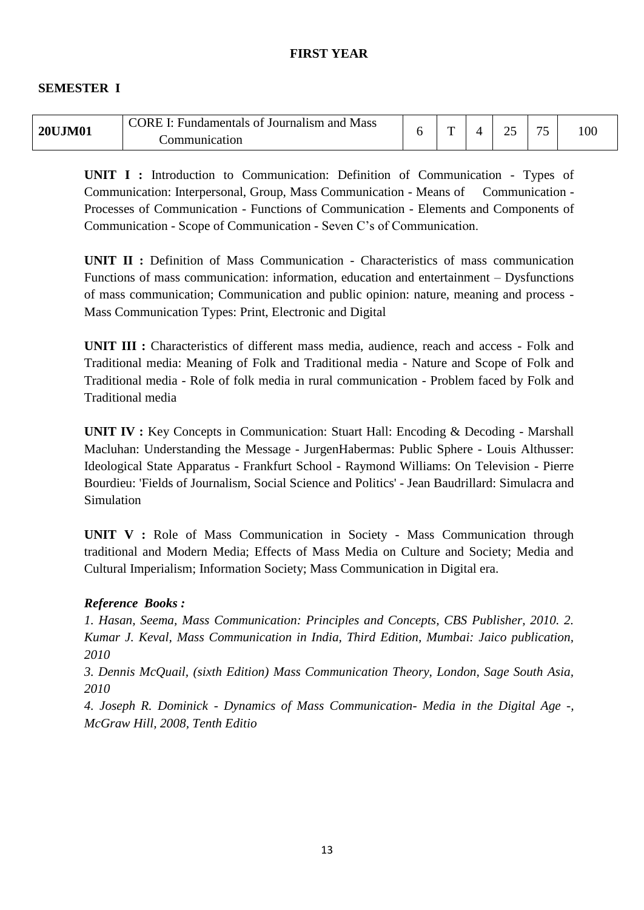**FIRST YEAR**

**SEMESTER I**

| 20UJM01 | CORE I: Fundamentals of Journalism and Mass Communication | 6 | T | 4 | 25 | 75 | 100 |
|---|---|---|---|---|---|---|---|

**UNIT I :** Introduction to Communication: Definition of Communication - Types of Communication: Interpersonal, Group, Mass Communication - Means of Communication - Processes of Communication - Functions of Communication - Elements and Components of Communication - Scope of Communication - Seven C's of Communication.

**UNIT II :** Definition of Mass Communication - Characteristics of mass communication Functions of mass communication: information, education and entertainment – Dysfunctions of mass communication; Communication and public opinion: nature, meaning and process - Mass Communication Types: Print, Electronic and Digital

**UNIT III :** Characteristics of different mass media, audience, reach and access - Folk and Traditional media: Meaning of Folk and Traditional media - Nature and Scope of Folk and Traditional media - Role of folk media in rural communication - Problem faced by Folk and Traditional media

**UNIT IV :** Key Concepts in Communication: Stuart Hall: Encoding & Decoding - Marshall Macluhan: Understanding the Message - JurgenHabermas: Public Sphere - Louis Althusser: Ideological State Apparatus - Frankfurt School - Raymond Williams: On Television - Pierre Bourdieu: 'Fields of Journalism, Social Science and Politics' - Jean Baudrillard: Simulacra and Simulation

**UNIT V :** Role of Mass Communication in Society - Mass Communication through traditional and Modern Media; Effects of Mass Media on Culture and Society; Media and Cultural Imperialism; Information Society; Mass Communication in Digital era.

***Reference Books :***

*1. Hasan, Seema, Mass Communication: Principles and Concepts, CBS Publisher, 2010. 2. Kumar J. Keval, Mass Communication in India, Third Edition, Mumbai: Jaico publication, 2010*

*3. Dennis McQuail, (sixth Edition) Mass Communication Theory, London, Sage South Asia, 2010*

*4. Joseph R. Dominick - Dynamics of Mass Communication- Media in the Digital Age -, McGraw Hill, 2008, Tenth Editio*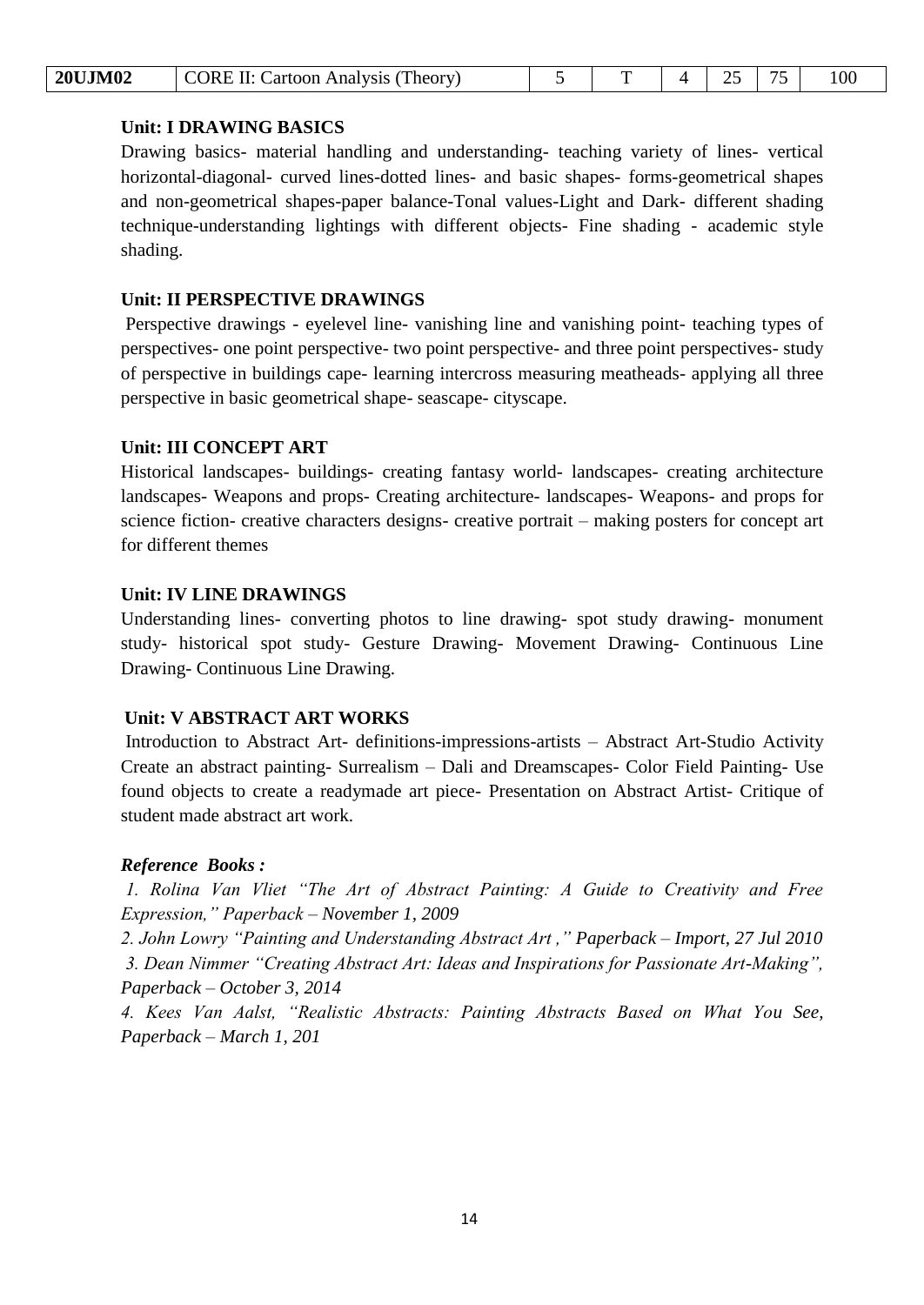| 20UJM02 | CORE II: Cartoon Analysis (Theory) | 5 | T | 4 | 25 | 75 | 100 |
|---|---|---|---|---|---|---|---|

**Unit: I DRAWING BASICS**

Drawing basics- material handling and understanding- teaching variety of lines- vertical horizontal-diagonal- curved lines-dotted lines- and basic shapes- forms-geometrical shapes and non-geometrical shapes-paper balance-Tonal values-Light and Dark- different shading technique-understanding lightings with different objects- Fine shading - academic style shading.

**Unit: II PERSPECTIVE DRAWINGS**

Perspective drawings - eyelevel line- vanishing line and vanishing point- teaching types of perspectives- one point perspective- two point perspective- and three point perspectives- study of perspective in buildings cape- learning intercross measuring meatheads- applying all three perspective in basic geometrical shape- seascape- cityscape.

**Unit: III CONCEPT ART**

Historical landscapes- buildings- creating fantasy world- landscapes- creating architecture landscapes- Weapons and props- Creating architecture- landscapes- Weapons- and props for science fiction- creative characters designs- creative portrait – making posters for concept art for different themes

**Unit: IV LINE DRAWINGS**

Understanding lines- converting photos to line drawing- spot study drawing- monument study- historical spot study- Gesture Drawing- Movement Drawing- Continuous Line Drawing- Continuous Line Drawing.

**Unit: V ABSTRACT ART WORKS**

Introduction to Abstract Art- definitions-impressions-artists – Abstract Art-Studio Activity Create an abstract painting- Surrealism – Dali and Dreamscapes- Color Field Painting- Use found objects to create a readymade art piece- Presentation on Abstract Artist- Critique of student made abstract art work.

***Reference Books :***

*1. Rolina Van Vliet "The Art of Abstract Painting: A Guide to Creativity and Free Expression," Paperback – November 1, 2009*

*2. John Lowry "Painting and Understanding Abstract Art ," Paperback – Import, 27 Jul 2010*

*3. Dean Nimmer "Creating Abstract Art: Ideas and Inspirations for Passionate Art-Making", Paperback – October 3, 2014*

*4. Kees Van Aalst, "Realistic Abstracts: Painting Abstracts Based on What You See, Paperback – March 1, 201*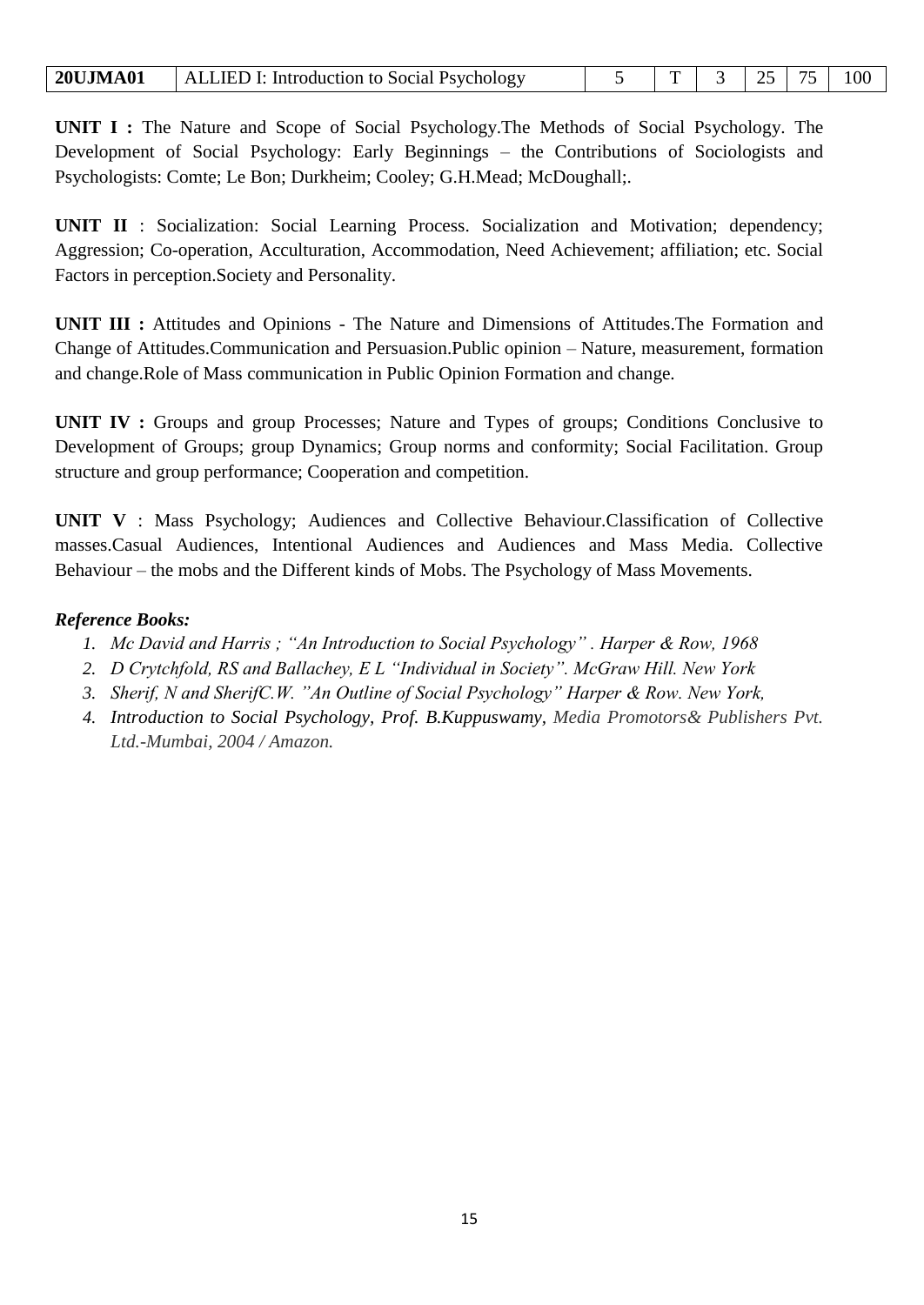| 20UJMA01 | ALLIED I: Introduction to Social Psychology | 5 | T | 3 | 25 | 75 | 100 |
|---|---|---|---|---|---|---|---|

**UNIT I :** The Nature and Scope of Social Psychology.The Methods of Social Psychology. The Development of Social Psychology: Early Beginnings – the Contributions of Sociologists and Psychologists: Comte; Le Bon; Durkheim; Cooley; G.H.Mead; McDoughall;.

**UNIT II** : Socialization: Social Learning Process. Socialization and Motivation; dependency; Aggression; Co-operation, Acculturation, Accommodation, Need Achievement; affiliation; etc. Social Factors in perception.Society and Personality.

**UNIT III :** Attitudes and Opinions - The Nature and Dimensions of Attitudes.The Formation and Change of Attitudes.Communication and Persuasion.Public opinion – Nature, measurement, formation and change.Role of Mass communication in Public Opinion Formation and change.

**UNIT IV :** Groups and group Processes; Nature and Types of groups; Conditions Conclusive to Development of Groups; group Dynamics; Group norms and conformity; Social Facilitation. Group structure and group performance; Cooperation and competition.

**UNIT V** : Mass Psychology; Audiences and Collective Behaviour.Classification of Collective masses.Casual Audiences, Intentional Audiences and Audiences and Mass Media. Collective Behaviour – the mobs and the Different kinds of Mobs. The Psychology of Mass Movements.

***Reference Books:***

1. *Mc David and Harris ; "An Introduction to Social Psychology" . Harper & Row, 1968*
2. *D Crytchfold, RS and Ballachey, E L "Individual in Society". McGraw Hill. New York*
3. *Sherif, N and SherifC.W. "An Outline of Social Psychology" Harper & Row. New York,*
4. *Introduction to Social Psychology, Prof. B.Kuppuswamy, Media Promotors& Publishers Pvt. Ltd.-Mumbai, 2004 / Amazon.*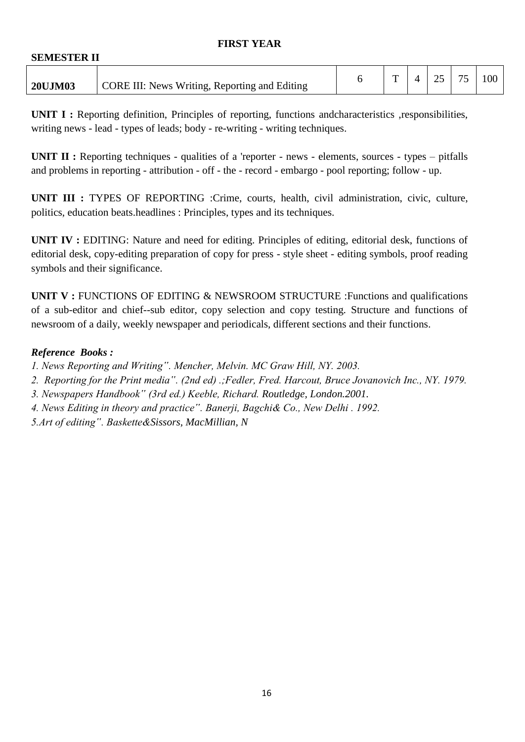**FIRST YEAR**

**SEMESTER II**

| **20UJM03** | CORE III: News Writing, Reporting and Editing | 6 | T | 4 | 25 | 75 | 100 |
|---|---|---|---|---|---|---|---|

**UNIT I :** Reporting definition, Principles of reporting, functions andcharacteristics ,responsibilities, writing news - lead - types of leads; body - re-writing - writing techniques.

**UNIT II :** Reporting techniques - qualities of a 'reporter - news - elements, sources - types – pitfalls and problems in reporting - attribution - off - the - record - embargo - pool reporting; follow - up.

**UNIT III :** TYPES OF REPORTING :Crime, courts, health, civil administration, civic, culture, politics, education beats.headlines : Principles, types and its techniques.

**UNIT IV :** EDITING: Nature and need for editing. Principles of editing, editorial desk, functions of editorial desk, copy-editing preparation of copy for press - style sheet - editing symbols, proof reading symbols and their significance.

**UNIT V :** FUNCTIONS OF EDITING & NEWSROOM STRUCTURE :Functions and qualifications of a sub-editor and chief--sub editor, copy selection and copy testing. Structure and functions of newsroom of a daily, weekly newspaper and periodicals, different sections and their functions.

***Reference Books :***

*1. News Reporting and Writing". Mencher, Melvin. MC Graw Hill, NY. 2003.*
*2. Reporting for the Print media". (2nd ed) .;Fedler, Fred. Harcout, Bruce Jovanovich Inc., NY. 1979.*
*3. Newspapers Handbook" (3rd ed.) Keeble, Richard. Routledge, London.2001.*
*4. News Editing in theory and practice". Banerji, Bagchi& Co., New Delhi . 1992.*
*5.Art of editing". Baskette&Sissors, MacMillian, N*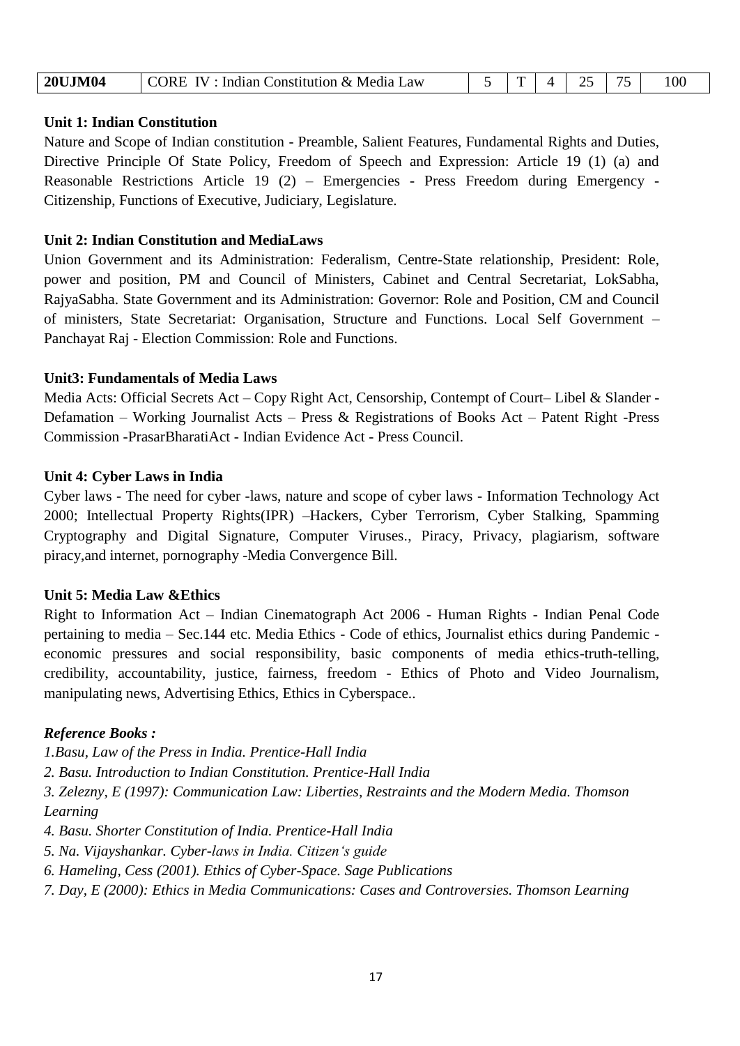| 20UJM04 | CORE IV : Indian Constitution & Media Law | 5 | T | 4 | 25 | 75 | 100 |
|---|---|---|---|---|---|---|---|

**Unit 1: Indian Constitution**

Nature and Scope of Indian constitution - Preamble, Salient Features, Fundamental Rights and Duties, Directive Principle Of State Policy, Freedom of Speech and Expression: Article 19 (1) (a) and Reasonable Restrictions Article 19 (2) – Emergencies - Press Freedom during Emergency - Citizenship, Functions of Executive, Judiciary, Legislature.

**Unit 2: Indian Constitution and MediaLaws**

Union Government and its Administration: Federalism, Centre-State relationship, President: Role, power and position, PM and Council of Ministers, Cabinet and Central Secretariat, LokSabha, RajyaSabha. State Government and its Administration: Governor: Role and Position, CM and Council of ministers, State Secretariat: Organisation, Structure and Functions. Local Self Government – Panchayat Raj - Election Commission: Role and Functions.

**Unit3: Fundamentals of Media Laws**

Media Acts: Official Secrets Act – Copy Right Act, Censorship, Contempt of Court– Libel & Slander - Defamation – Working Journalist Acts – Press & Registrations of Books Act – Patent Right -Press Commission -PrasarBharatiAct - Indian Evidence Act - Press Council.

**Unit 4: Cyber Laws in India**

Cyber laws - The need for cyber -laws, nature and scope of cyber laws - Information Technology Act 2000; Intellectual Property Rights(IPR) –Hackers, Cyber Terrorism, Cyber Stalking, Spamming Cryptography and Digital Signature, Computer Viruses., Piracy, Privacy, plagiarism, software piracy,and internet, pornography -Media Convergence Bill.

**Unit 5: Media Law &Ethics**

Right to Information Act – Indian Cinematograph Act 2006 - Human Rights - Indian Penal Code pertaining to media – Sec.144 etc. Media Ethics - Code of ethics, Journalist ethics during Pandemic - economic pressures and social responsibility, basic components of media ethics-truth-telling, credibility, accountability, justice, fairness, freedom - Ethics of Photo and Video Journalism, manipulating news, Advertising Ethics, Ethics in Cyberspace..

***Reference Books :***

*1.Basu, Law of the Press in India. Prentice-Hall India*

*2. Basu. Introduction to Indian Constitution. Prentice-Hall India*

*3. Zelezny, E (1997): Communication Law: Liberties, Restraints and the Modern Media. Thomson Learning*

*4. Basu. Shorter Constitution of India. Prentice-Hall India*

*5. Na. Vijayshankar. Cyber-laws in India. Citizen's guide*

*6. Hameling, Cess (2001). Ethics of Cyber-Space. Sage Publications*

*7. Day, E (2000): Ethics in Media Communications: Cases and Controversies. Thomson Learning*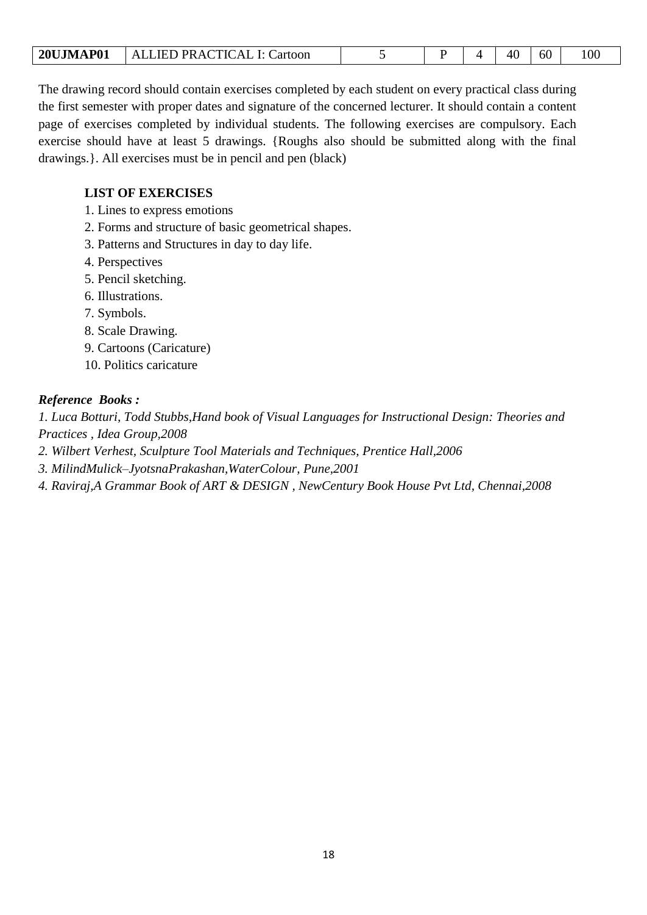| 20UJMAP01 | ALLIED PRACTICAL I: Cartoon | 5 | P | 4 | 40 | 60 | 100 |
|---|---|---|---|---|---|---|---|

The drawing record should contain exercises completed by each student on every practical class during the first semester with proper dates and signature of the concerned lecturer. It should contain a content page of exercises completed by individual students. The following exercises are compulsory. Each exercise should have at least 5 drawings. {Roughs also should be submitted along with the final drawings.}. All exercises must be in pencil and pen (black)

**LIST OF EXERCISES**

1. Lines to express emotions
2. Forms and structure of basic geometrical shapes.
3. Patterns and Structures in day to day life.
4. Perspectives
5. Pencil sketching.
6. Illustrations.
7. Symbols.
8. Scale Drawing.
9. Cartoons (Caricature)
10. Politics caricature

***Reference Books :***

*1. Luca Botturi, Todd Stubbs,Hand book of Visual Languages for Instructional Design: Theories and Practices , Idea Group,2008*

*2. Wilbert Verhest, Sculpture Tool Materials and Techniques, Prentice Hall,2006*

*3. MilindMulick–JyotsnaPrakashan,WaterColour, Pune,2001*

*4. Raviraj,A Grammar Book of ART & DESIGN , NewCentury Book House Pvt Ltd, Chennai,2008*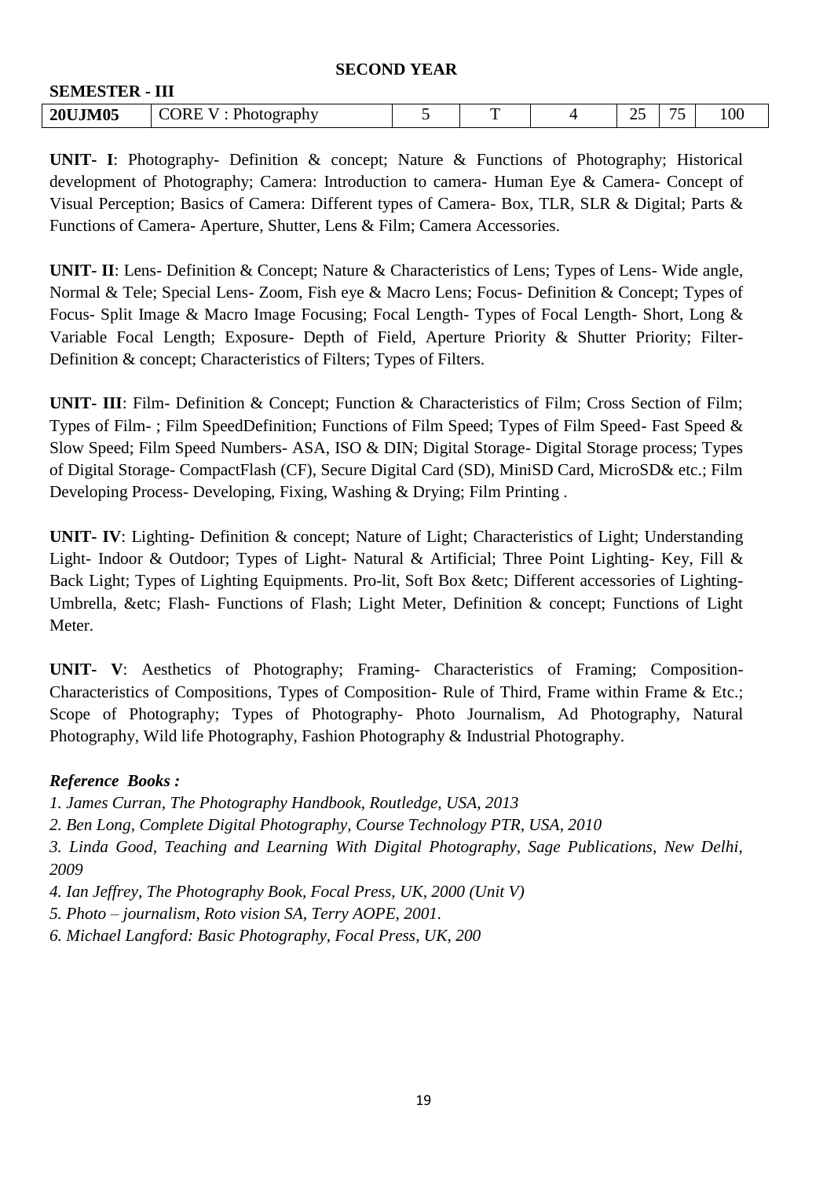**SECOND YEAR**

**SEMESTER - III**

| **20UJM05** | CORE V : Photography | 5 | T | 4 | 25 | 75 | 100 |
|---|---|---|---|---|---|---|---|

**UNIT- I**: Photography- Definition & concept; Nature & Functions of Photography; Historical development of Photography; Camera: Introduction to camera- Human Eye & Camera- Concept of Visual Perception; Basics of Camera: Different types of Camera- Box, TLR, SLR & Digital; Parts & Functions of Camera- Aperture, Shutter, Lens & Film; Camera Accessories.

**UNIT- II**: Lens- Definition & Concept; Nature & Characteristics of Lens; Types of Lens- Wide angle, Normal & Tele; Special Lens- Zoom, Fish eye & Macro Lens; Focus- Definition & Concept; Types of Focus- Split Image & Macro Image Focusing; Focal Length- Types of Focal Length- Short, Long & Variable Focal Length; Exposure- Depth of Field, Aperture Priority & Shutter Priority; Filter- Definition & concept; Characteristics of Filters; Types of Filters.

**UNIT- III**: Film- Definition & Concept; Function & Characteristics of Film; Cross Section of Film; Types of Film- ; Film SpeedDefinition; Functions of Film Speed; Types of Film Speed- Fast Speed & Slow Speed; Film Speed Numbers- ASA, ISO & DIN; Digital Storage- Digital Storage process; Types of Digital Storage- CompactFlash (CF), Secure Digital Card (SD), MiniSD Card, MicroSD& etc.; Film Developing Process- Developing, Fixing, Washing & Drying; Film Printing .

**UNIT- IV**: Lighting- Definition & concept; Nature of Light; Characteristics of Light; Understanding Light- Indoor & Outdoor; Types of Light- Natural & Artificial; Three Point Lighting- Key, Fill & Back Light; Types of Lighting Equipments. Pro-lit, Soft Box &etc; Different accessories of Lighting- Umbrella, &etc; Flash- Functions of Flash; Light Meter, Definition & concept; Functions of Light Meter.

**UNIT- V**: Aesthetics of Photography; Framing- Characteristics of Framing; Composition- Characteristics of Compositions, Types of Composition- Rule of Third, Frame within Frame & Etc.; Scope of Photography; Types of Photography- Photo Journalism, Ad Photography, Natural Photography, Wild life Photography, Fashion Photography & Industrial Photography.

***Reference Books :***

*1. James Curran, The Photography Handbook, Routledge, USA, 2013*

*2. Ben Long, Complete Digital Photography, Course Technology PTR, USA, 2010*

*3. Linda Good, Teaching and Learning With Digital Photography, Sage Publications, New Delhi, 2009*

*4. Ian Jeffrey, The Photography Book, Focal Press, UK, 2000 (Unit V)*

*5. Photo – journalism, Roto vision SA, Terry AOPE, 2001.*

*6. Michael Langford: Basic Photography, Focal Press, UK, 200*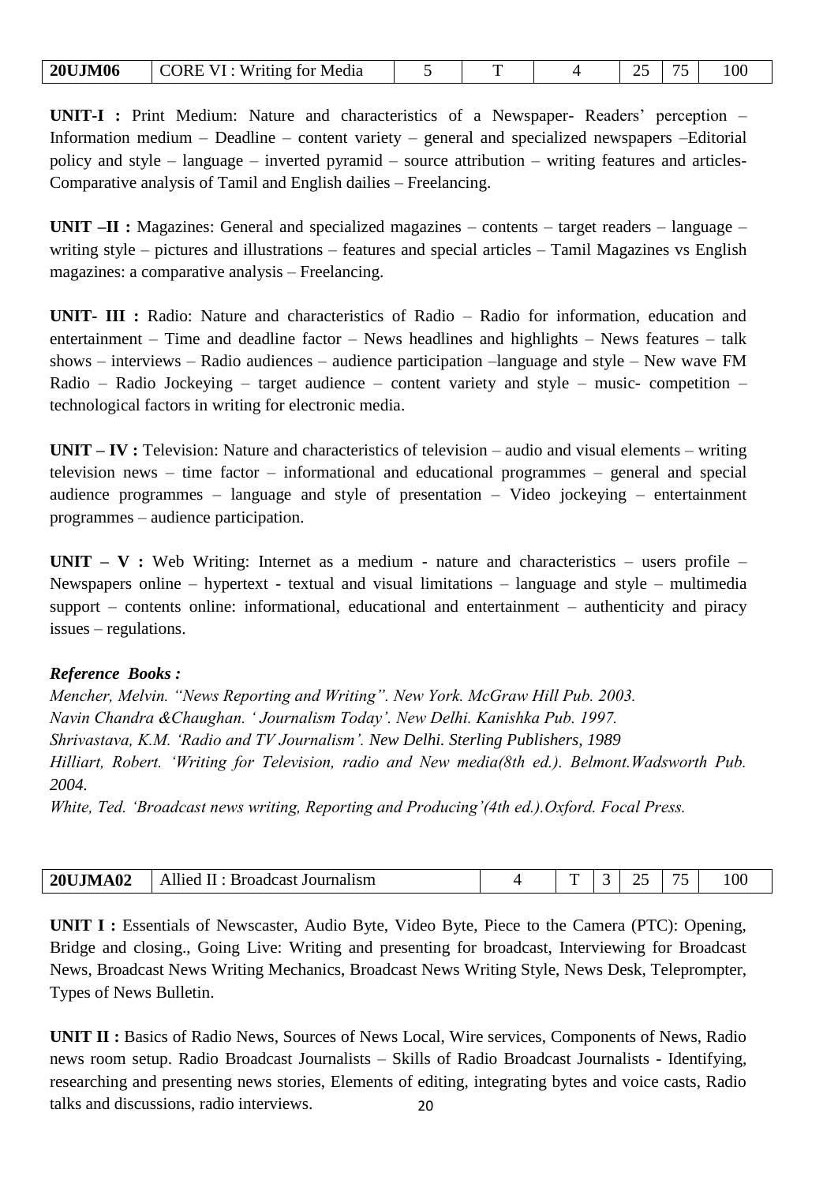| 20UJM06 | CORE VI : Writing for Media | 5 | T | 4 | 25 | 75 | 100 |
|---|---|---|---|---|---|---|---|

**UNIT-I :** Print Medium: Nature and characteristics of a Newspaper- Readers' perception – Information medium – Deadline – content variety – general and specialized newspapers –Editorial policy and style – language – inverted pyramid – source attribution – writing features and articles- Comparative analysis of Tamil and English dailies – Freelancing.

**UNIT –II :** Magazines: General and specialized magazines – contents – target readers – language – writing style – pictures and illustrations – features and special articles – Tamil Magazines vs English magazines: a comparative analysis – Freelancing.

**UNIT- III :** Radio: Nature and characteristics of Radio – Radio for information, education and entertainment – Time and deadline factor – News headlines and highlights – News features – talk shows – interviews – Radio audiences – audience participation –language and style – New wave FM Radio – Radio Jockeying – target audience – content variety and style – music- competition – technological factors in writing for electronic media.

**UNIT – IV :** Television: Nature and characteristics of television – audio and visual elements – writing television news – time factor – informational and educational programmes – general and special audience programmes – language and style of presentation – Video jockeying – entertainment programmes – audience participation.

**UNIT – V :** Web Writing: Internet as a medium - nature and characteristics – users profile – Newspapers online – hypertext - textual and visual limitations – language and style – multimedia support – contents online: informational, educational and entertainment – authenticity and piracy issues – regulations.

***Reference Books :***

*Mencher, Melvin. "News Reporting and Writing". New York. McGraw Hill Pub. 2003.*
*Navin Chandra &Chaughan. ' Journalism Today'. New Delhi. Kanishka Pub. 1997.*
*Shrivastava, K.M. 'Radio and TV Journalism'. New Delhi. Sterling Publishers, 1989*
*Hilliart, Robert. 'Writing for Television, radio and New media(8th ed.). Belmont.Wadsworth Pub. 2004.*
*White, Ted. 'Broadcast news writing, Reporting and Producing'(4th ed.).Oxford. Focal Press.*

| 20UJMA02 | Allied II : Broadcast Journalism | 4 | T | 3 | 25 | 75 | 100 |
|---|---|---|---|---|---|---|---|

**UNIT I :** Essentials of Newscaster, Audio Byte, Video Byte, Piece to the Camera (PTC): Opening, Bridge and closing., Going Live: Writing and presenting for broadcast, Interviewing for Broadcast News, Broadcast News Writing Mechanics, Broadcast News Writing Style, News Desk, Teleprompter, Types of News Bulletin.

**UNIT II :** Basics of Radio News, Sources of News Local, Wire services, Components of News, Radio news room setup. Radio Broadcast Journalists – Skills of Radio Broadcast Journalists - Identifying, researching and presenting news stories, Elements of editing, integrating bytes and voice casts, Radio talks and discussions, radio interviews.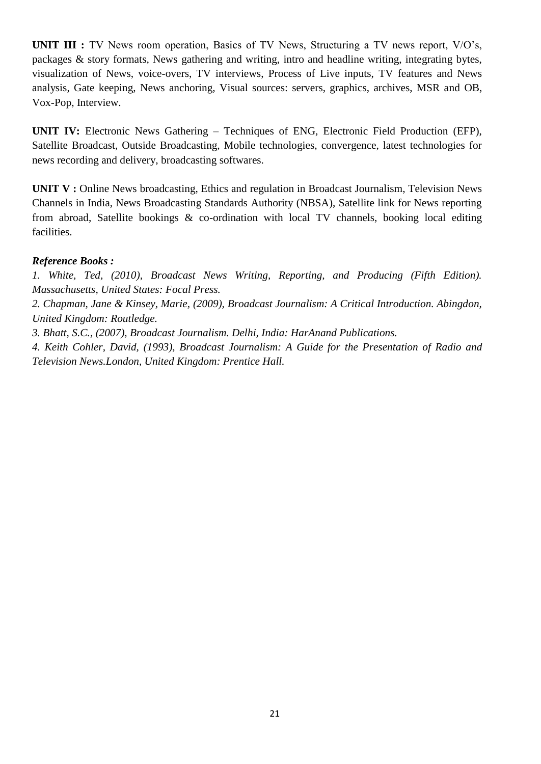**UNIT III :** TV News room operation, Basics of TV News, Structuring a TV news report, V/O's, packages & story formats, News gathering and writing, intro and headline writing, integrating bytes, visualization of News, voice-overs, TV interviews, Process of Live inputs, TV features and News analysis, Gate keeping, News anchoring, Visual sources: servers, graphics, archives, MSR and OB, Vox-Pop, Interview.

**UNIT IV:** Electronic News Gathering – Techniques of ENG, Electronic Field Production (EFP), Satellite Broadcast, Outside Broadcasting, Mobile technologies, convergence, latest technologies for news recording and delivery, broadcasting softwares.

**UNIT V :** Online News broadcasting, Ethics and regulation in Broadcast Journalism, Television News Channels in India, News Broadcasting Standards Authority (NBSA), Satellite link for News reporting from abroad, Satellite bookings & co-ordination with local TV channels, booking local editing facilities.

***Reference Books :***

*1. White, Ted, (2010), Broadcast News Writing, Reporting, and Producing (Fifth Edition). Massachusetts, United States: Focal Press.*

*2. Chapman, Jane & Kinsey, Marie, (2009), Broadcast Journalism: A Critical Introduction. Abingdon, United Kingdom: Routledge.*

*3. Bhatt, S.C., (2007), Broadcast Journalism. Delhi, India: HarAnand Publications.*

*4. Keith Cohler, David, (1993), Broadcast Journalism: A Guide for the Presentation of Radio and Television News.London, United Kingdom: Prentice Hall.*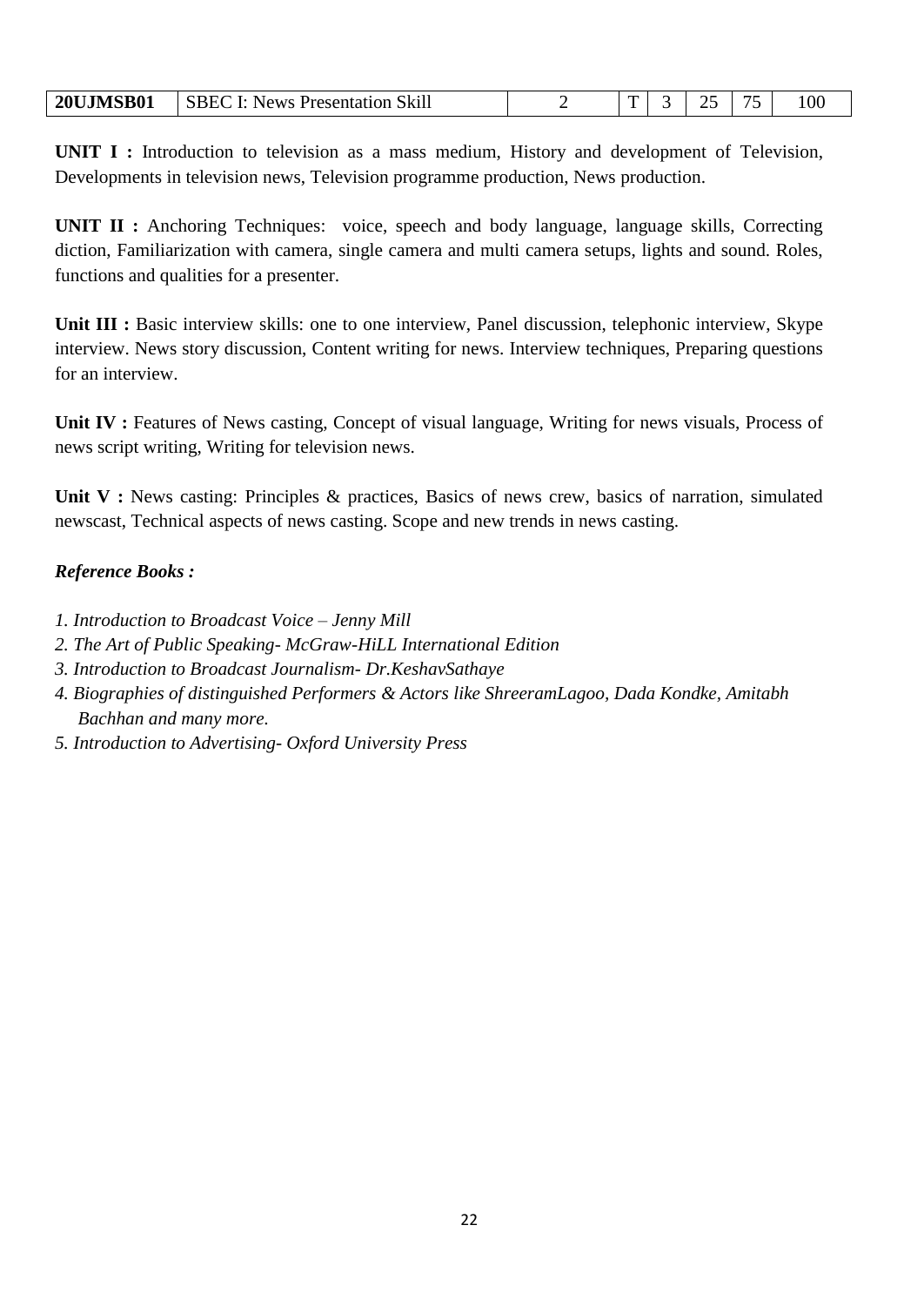| 20UJMSB01 | SBEC I: News Presentation Skill | 2 | T | 3 | 25 | 75 | 100 |
|---|---|---|---|---|---|---|---|

**UNIT I :** Introduction to television as a mass medium, History and development of Television, Developments in television news, Television programme production, News production.

**UNIT II :** Anchoring Techniques: voice, speech and body language, language skills, Correcting diction, Familiarization with camera, single camera and multi camera setups, lights and sound. Roles, functions and qualities for a presenter.

**Unit III :** Basic interview skills: one to one interview, Panel discussion, telephonic interview, Skype interview. News story discussion, Content writing for news. Interview techniques, Preparing questions for an interview.

**Unit IV :** Features of News casting, Concept of visual language, Writing for news visuals, Process of news script writing, Writing for television news.

**Unit V :** News casting: Principles & practices, Basics of news crew, basics of narration, simulated newscast, Technical aspects of news casting. Scope and new trends in news casting.

***Reference Books :***

*1. Introduction to Broadcast Voice – Jenny Mill*
*2. The Art of Public Speaking- McGraw-HiLL International Edition*
*3. Introduction to Broadcast Journalism- Dr.KeshavSathaye*
*4. Biographies of distinguished Performers & Actors like ShreeramLagoo, Dada Kondke, Amitabh Bachhan and many more.*
*5. Introduction to Advertising- Oxford University Press*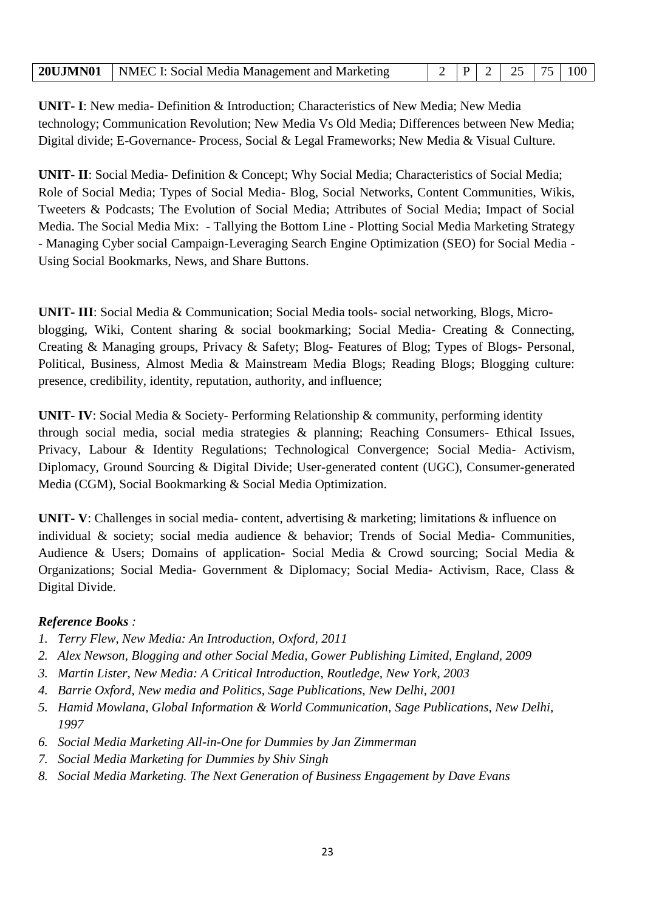| **20UJMN01** | NMEC I: Social Media Management and Marketing | 2 | P | 2 | 25 | 75 | 100 |
|---|---|---|---|---|---|---|---|

**UNIT- I**: New media- Definition & Introduction; Characteristics of New Media; New Media technology; Communication Revolution; New Media Vs Old Media; Differences between New Media; Digital divide; E-Governance- Process, Social & Legal Frameworks; New Media & Visual Culture.

**UNIT- II**: Social Media- Definition & Concept; Why Social Media; Characteristics of Social Media; Role of Social Media; Types of Social Media- Blog, Social Networks, Content Communities, Wikis, Tweeters & Podcasts; The Evolution of Social Media; Attributes of Social Media; Impact of Social Media. The Social Media Mix: - Tallying the Bottom Line - Plotting Social Media Marketing Strategy - Managing Cyber social Campaign-Leveraging Search Engine Optimization (SEO) for Social Media - Using Social Bookmarks, News, and Share Buttons.

**UNIT- III**: Social Media & Communication; Social Media tools- social networking, Blogs, Micro-blogging, Wiki, Content sharing & social bookmarking; Social Media- Creating & Connecting, Creating & Managing groups, Privacy & Safety; Blog- Features of Blog; Types of Blogs- Personal, Political, Business, Almost Media & Mainstream Media Blogs; Reading Blogs; Blogging culture: presence, credibility, identity, reputation, authority, and influence;

**UNIT- IV**: Social Media & Society- Performing Relationship & community, performing identity through social media, social media strategies & planning; Reaching Consumers- Ethical Issues, Privacy, Labour & Identity Regulations; Technological Convergence; Social Media- Activism, Diplomacy, Ground Sourcing & Digital Divide; User-generated content (UGC), Consumer-generated Media (CGM), Social Bookmarking & Social Media Optimization.

**UNIT- V**: Challenges in social media- content, advertising & marketing; limitations & influence on individual & society; social media audience & behavior; Trends of Social Media- Communities, Audience & Users; Domains of application- Social Media & Crowd sourcing; Social Media & Organizations; Social Media- Government & Diplomacy; Social Media- Activism, Race, Class & Digital Divide.

***Reference Books*** *:*

1. *Terry Flew, New Media: An Introduction, Oxford, 2011*
2. *Alex Newson, Blogging and other Social Media, Gower Publishing Limited, England, 2009*
3. *Martin Lister, New Media: A Critical Introduction, Routledge, New York, 2003*
4. *Barrie Oxford, New media and Politics, Sage Publications, New Delhi, 2001*
5. *Hamid Mowlana, Global Information & World Communication, Sage Publications, New Delhi, 1997*
6. *Social Media Marketing All-in-One for Dummies by Jan Zimmerman*
7. *Social Media Marketing for Dummies by Shiv Singh*
8. *Social Media Marketing. The Next Generation of Business Engagement by Dave Evans*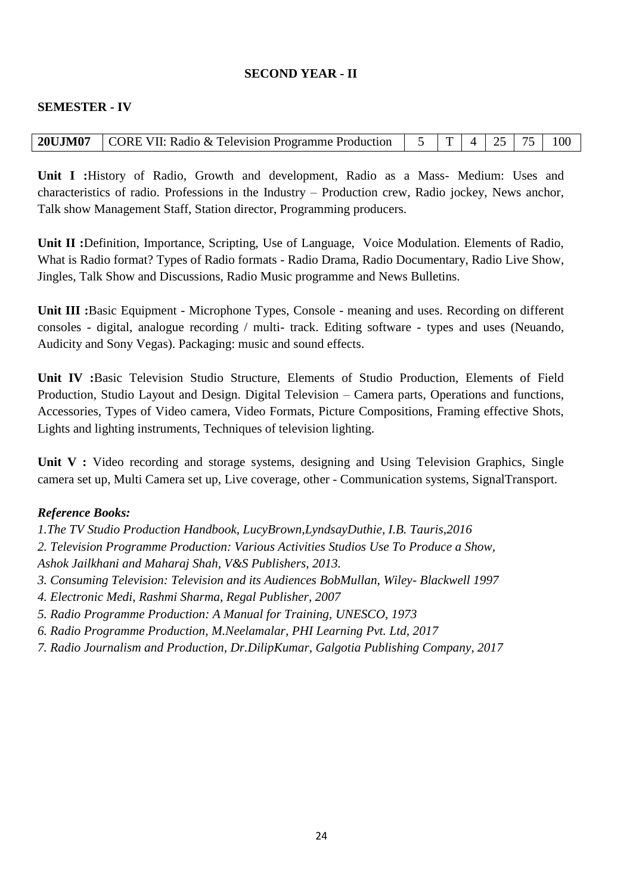**SECOND YEAR - II**

**SEMESTER - IV**

| **20UJM07** | CORE VII: Radio & Television Programme Production | 5 | T | 4 | 25 | 75 | 100 |
|---|---|---|---|---|---|---|---|

**Unit I :**History of Radio, Growth and development, Radio as a Mass- Medium: Uses and characteristics of radio. Professions in the Industry – Production crew, Radio jockey, News anchor, Talk show Management Staff, Station director, Programming producers.

**Unit II :**Definition, Importance, Scripting, Use of Language, Voice Modulation. Elements of Radio, What is Radio format? Types of Radio formats - Radio Drama, Radio Documentary, Radio Live Show, Jingles, Talk Show and Discussions, Radio Music programme and News Bulletins.

**Unit III :**Basic Equipment - Microphone Types, Console - meaning and uses. Recording on different consoles - digital, analogue recording / multi- track. Editing software - types and uses (Neuando, Audicity and Sony Vegas). Packaging: music and sound effects.

**Unit IV :**Basic Television Studio Structure, Elements of Studio Production, Elements of Field Production, Studio Layout and Design. Digital Television – Camera parts, Operations and functions, Accessories, Types of Video camera, Video Formats, Picture Compositions, Framing effective Shots, Lights and lighting instruments, Techniques of television lighting.

**Unit V :** Video recording and storage systems, designing and Using Television Graphics, Single camera set up, Multi Camera set up, Live coverage, other - Communication systems, SignalTransport.

***Reference Books:***

*1.The TV Studio Production Handbook, LucyBrown,LyndsayDuthie, I.B. Tauris,2016*
*2. Television Programme Production: Various Activities Studios Use To Produce a Show, Ashok Jailkhani and Maharaj Shah, V&S Publishers, 2013.*
*3. Consuming Television: Television and its Audiences BobMullan, Wiley- Blackwell 1997*
*4. Electronic Medi, Rashmi Sharma, Regal Publisher, 2007*
*5. Radio Programme Production: A Manual for Training, UNESCO, 1973*
*6. Radio Programme Production, M.Neelamalar, PHI Learning Pvt. Ltd, 2017*
*7. Radio Journalism and Production, Dr.DilipKumar, Galgotia Publishing Company, 2017*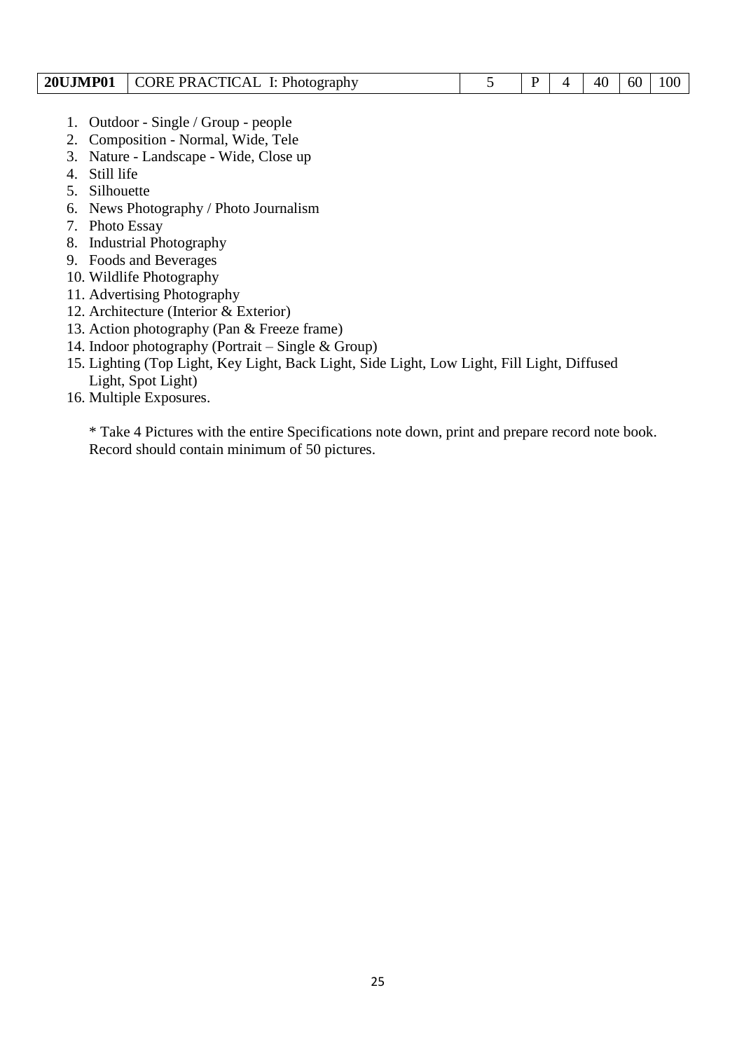| 20UJMP01 | CORE PRACTICAL I: Photography | 5 | P | 4 | 40 | 60 | 100 |
|---|---|---|---|---|---|---|---|

1. Outdoor - Single / Group - people
2. Composition - Normal, Wide, Tele
3. Nature - Landscape - Wide, Close up
4. Still life
5. Silhouette
6. News Photography / Photo Journalism
7. Photo Essay
8. Industrial Photography
9. Foods and Beverages
10. Wildlife Photography
11. Advertising Photography
12. Architecture (Interior & Exterior)
13. Action photography (Pan & Freeze frame)
14. Indoor photography (Portrait – Single & Group)
15. Lighting (Top Light, Key Light, Back Light, Side Light, Low Light, Fill Light, Diffused Light, Spot Light)
16. Multiple Exposures.

\* Take 4 Pictures with the entire Specifications note down, print and prepare record note book. Record should contain minimum of 50 pictures.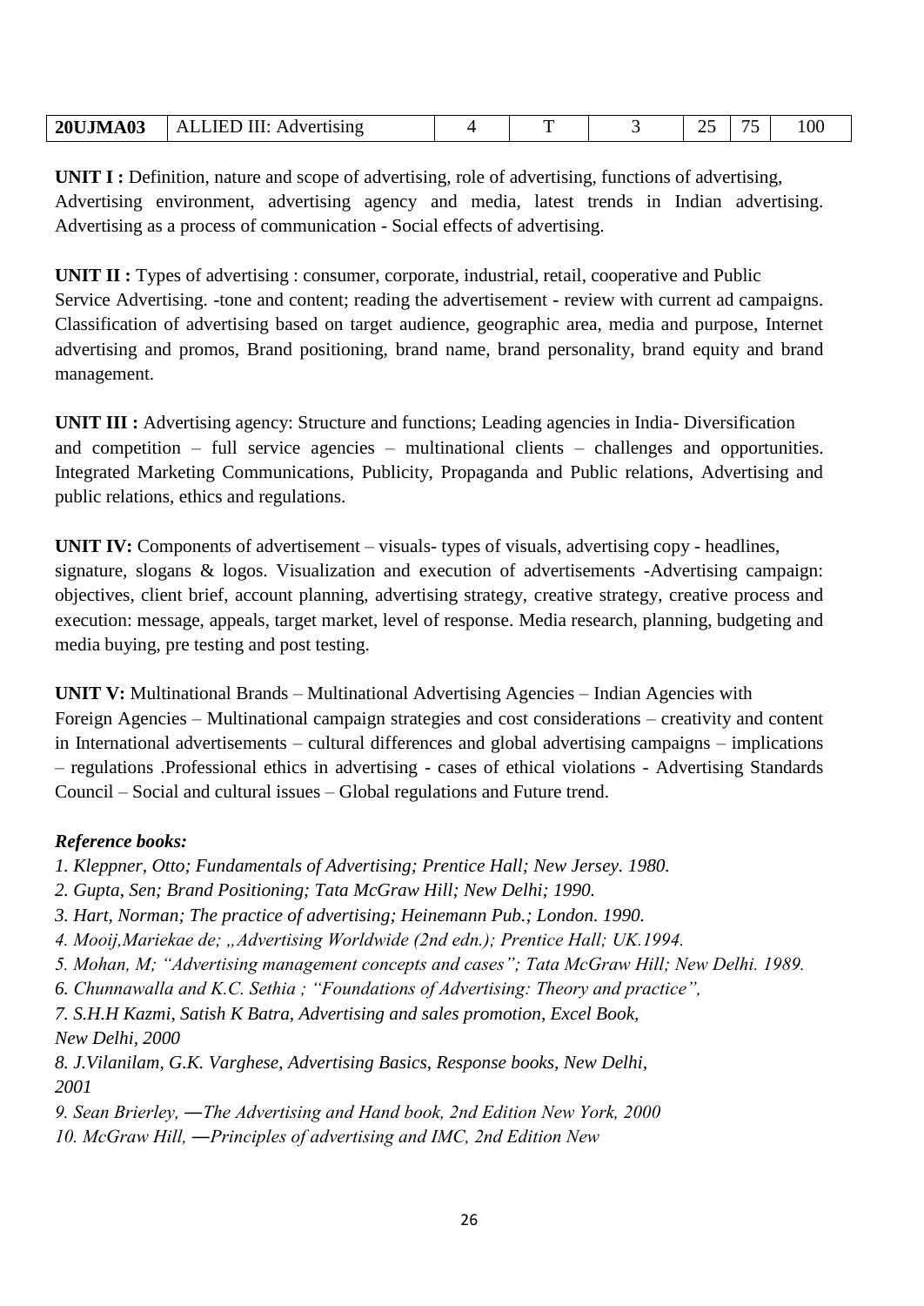| 20UJMA03 | ALLIED III: Advertising | 4 | T | 3 | 25 | 75 | 100 |
|---|---|---|---|---|---|---|---|

**UNIT I :** Definition, nature and scope of advertising, role of advertising, functions of advertising, Advertising environment, advertising agency and media, latest trends in Indian advertising. Advertising as a process of communication - Social effects of advertising.

**UNIT II :** Types of advertising : consumer, corporate, industrial, retail, cooperative and Public Service Advertising. -tone and content; reading the advertisement - review with current ad campaigns. Classification of advertising based on target audience, geographic area, media and purpose, Internet advertising and promos, Brand positioning, brand name, brand personality, brand equity and brand management.

**UNIT III :** Advertising agency: Structure and functions; Leading agencies in India- Diversification and competition – full service agencies – multinational clients – challenges and opportunities. Integrated Marketing Communications, Publicity, Propaganda and Public relations, Advertising and public relations, ethics and regulations.

**UNIT IV:** Components of advertisement – visuals- types of visuals, advertising copy - headlines, signature, slogans & logos. Visualization and execution of advertisements -Advertising campaign: objectives, client brief, account planning, advertising strategy, creative strategy, creative process and execution: message, appeals, target market, level of response. Media research, planning, budgeting and media buying, pre testing and post testing.

**UNIT V:** Multinational Brands – Multinational Advertising Agencies – Indian Agencies with Foreign Agencies – Multinational campaign strategies and cost considerations – creativity and content in International advertisements – cultural differences and global advertising campaigns – implications – regulations .Professional ethics in advertising - cases of ethical violations - Advertising Standards Council – Social and cultural issues – Global regulations and Future trend.

***Reference books:***

*1. Kleppner, Otto; Fundamentals of Advertising; Prentice Hall; New Jersey. 1980.*
*2. Gupta, Sen; Brand Positioning; Tata McGraw Hill; New Delhi; 1990.*
*3. Hart, Norman; The practice of advertising; Heinemann Pub.; London. 1990.*
*4. Mooij,Mariekae de; „Advertising Worldwide (2nd edn.); Prentice Hall; UK.1994.*
*5. Mohan, M; "Advertising management concepts and cases"; Tata McGraw Hill; New Delhi. 1989.*
*6. Chunnawalla and K.C. Sethia ; "Foundations of Advertising: Theory and practice",*
*7. S.H.H Kazmi, Satish K Batra, Advertising and sales promotion, Excel Book, New Delhi, 2000*
*8. J.Vilanilam, G.K. Varghese, Advertising Basics, Response books, New Delhi, 2001*
*9. Sean Brierley, ―The Advertising and Hand book, 2nd Edition New York, 2000*
*10. McGraw Hill, ―Principles of advertising and IMC, 2nd Edition New*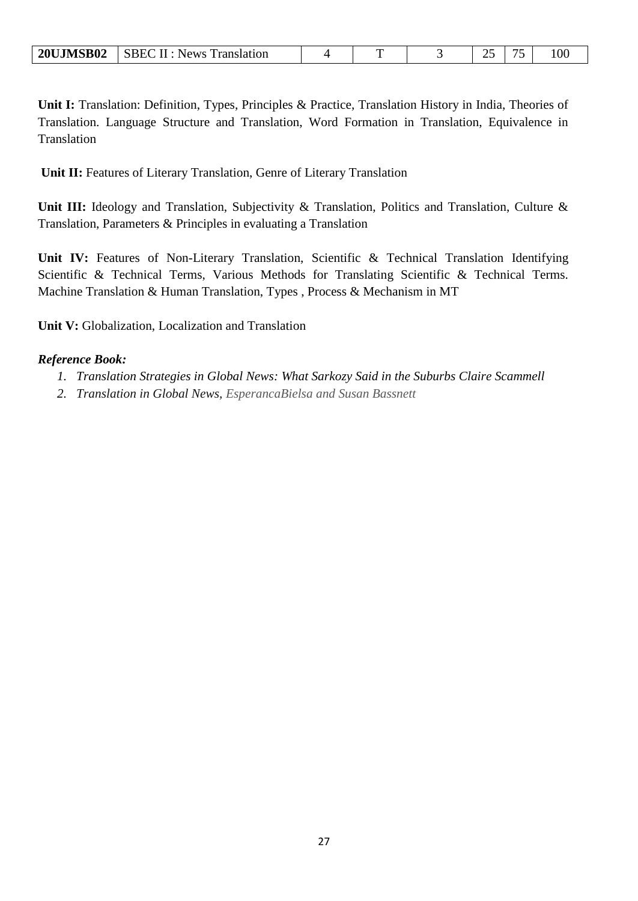| 20UJMSB02 | SBEC II : News Translation | 4 | T | 3 | 25 | 75 | 100 |
|---|---|---|---|---|---|---|---|

**Unit I:** Translation: Definition, Types, Principles & Practice, Translation History in India, Theories of Translation. Language Structure and Translation, Word Formation in Translation, Equivalence in Translation

**Unit II:** Features of Literary Translation, Genre of Literary Translation

**Unit III:** Ideology and Translation, Subjectivity & Translation, Politics and Translation, Culture & Translation, Parameters & Principles in evaluating a Translation

**Unit IV:** Features of Non-Literary Translation, Scientific & Technical Translation Identifying Scientific & Technical Terms, Various Methods for Translating Scientific & Technical Terms. Machine Translation & Human Translation, Types , Process & Mechanism in MT

**Unit V:** Globalization, Localization and Translation

***Reference Book:***

1. *Translation Strategies in Global News: What Sarkozy Said in the Suburbs Claire Scammell*
2. *Translation in Global News, EsperancaBielsa and Susan Bassnett*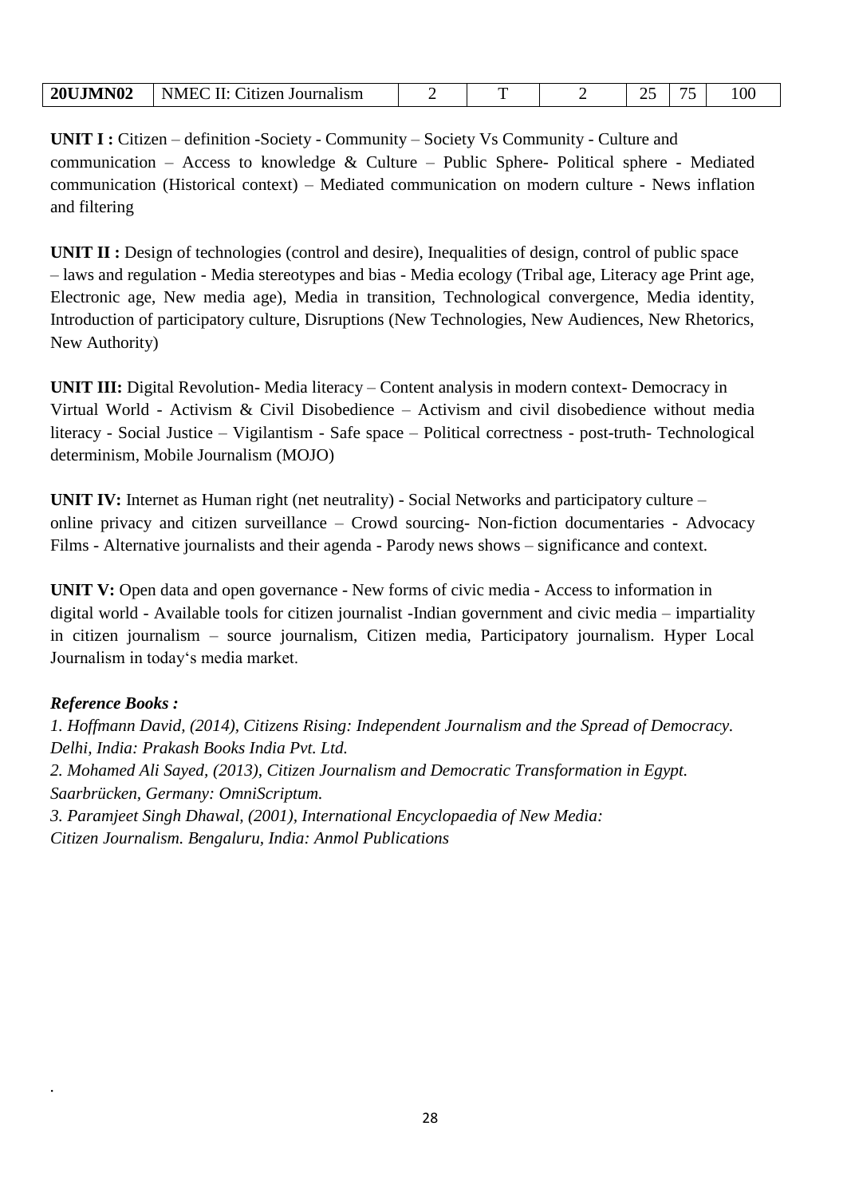| 20UJMN02 | NMEC II: Citizen Journalism | 2 | T | 2 | 25 | 75 | 100 |
|---|---|---|---|---|---|---|---|

**UNIT I :** Citizen – definition -Society - Community – Society Vs Community - Culture and communication – Access to knowledge & Culture – Public Sphere- Political sphere - Mediated communication (Historical context) – Mediated communication on modern culture - News inflation and filtering

**UNIT II :** Design of technologies (control and desire), Inequalities of design, control of public space – laws and regulation - Media stereotypes and bias - Media ecology (Tribal age, Literacy age Print age, Electronic age, New media age), Media in transition, Technological convergence, Media identity, Introduction of participatory culture, Disruptions (New Technologies, New Audiences, New Rhetorics, New Authority)

**UNIT III:** Digital Revolution- Media literacy – Content analysis in modern context- Democracy in Virtual World - Activism & Civil Disobedience – Activism and civil disobedience without media literacy - Social Justice – Vigilantism - Safe space – Political correctness - post-truth- Technological determinism, Mobile Journalism (MOJO)

**UNIT IV:** Internet as Human right (net neutrality) - Social Networks and participatory culture – online privacy and citizen surveillance – Crowd sourcing- Non-fiction documentaries - Advocacy Films - Alternative journalists and their agenda - Parody news shows – significance and context.

**UNIT V:** Open data and open governance - New forms of civic media - Access to information in digital world - Available tools for citizen journalist -Indian government and civic media – impartiality in citizen journalism – source journalism, Citizen media, Participatory journalism. Hyper Local Journalism in today's media market.

***Reference Books :***

*1. Hoffmann David, (2014), Citizens Rising: Independent Journalism and the Spread of Democracy. Delhi, India: Prakash Books India Pvt. Ltd.*

*2. Mohamed Ali Sayed, (2013), Citizen Journalism and Democratic Transformation in Egypt. Saarbrücken, Germany: OmniScriptum.*

*3. Paramjeet Singh Dhawal, (2001), International Encyclopaedia of New Media: Citizen Journalism. Bengaluru, India: Anmol Publications*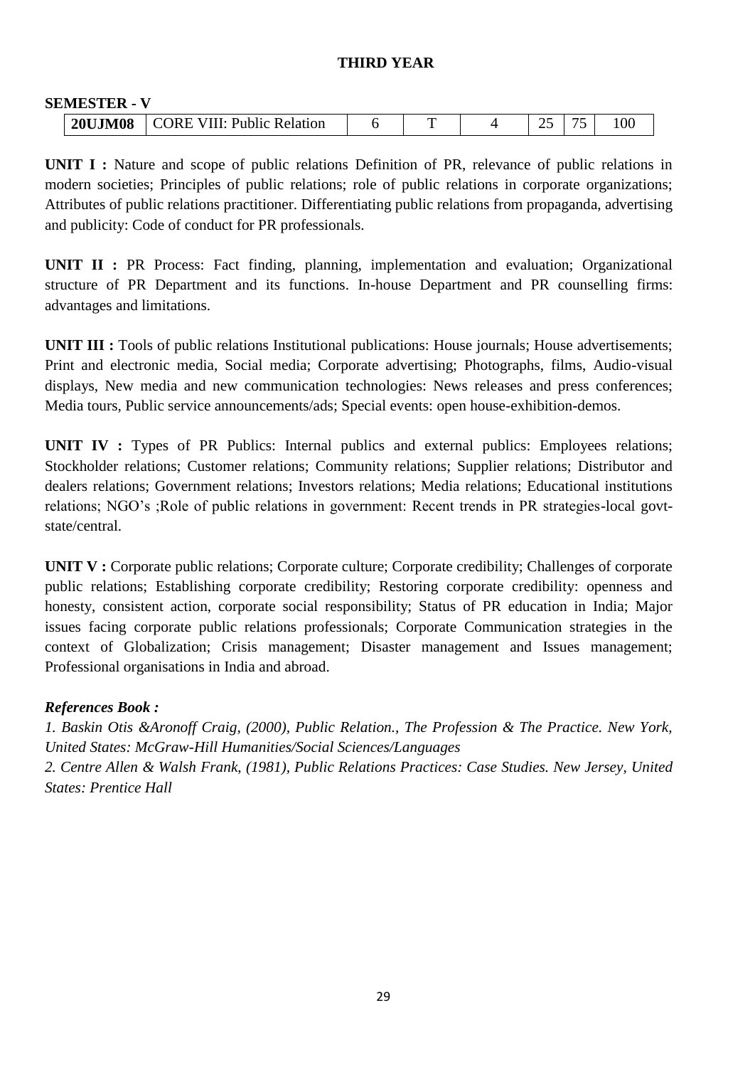## THIRD YEAR

**SEMESTER - V**

| **20UJM08** | CORE VIII: Public Relation | 6 | T | 4 | 25 | 75 | 100 |
|---|---|---|---|---|---|---|---|

**UNIT I :** Nature and scope of public relations Definition of PR, relevance of public relations in modern societies; Principles of public relations; role of public relations in corporate organizations; Attributes of public relations practitioner. Differentiating public relations from propaganda, advertising and publicity: Code of conduct for PR professionals.

**UNIT II :** PR Process: Fact finding, planning, implementation and evaluation; Organizational structure of PR Department and its functions. In-house Department and PR counselling firms: advantages and limitations.

**UNIT III :** Tools of public relations Institutional publications: House journals; House advertisements; Print and electronic media, Social media; Corporate advertising; Photographs, films, Audio-visual displays, New media and new communication technologies: News releases and press conferences; Media tours, Public service announcements/ads; Special events: open house-exhibition-demos.

**UNIT IV :** Types of PR Publics: Internal publics and external publics: Employees relations; Stockholder relations; Customer relations; Community relations; Supplier relations; Distributor and dealers relations; Government relations; Investors relations; Media relations; Educational institutions relations; NGO's ;Role of public relations in government: Recent trends in PR strategies-local govt-state/central.

**UNIT V :** Corporate public relations; Corporate culture; Corporate credibility; Challenges of corporate public relations; Establishing corporate credibility; Restoring corporate credibility: openness and honesty, consistent action, corporate social responsibility; Status of PR education in India; Major issues facing corporate public relations professionals; Corporate Communication strategies in the context of Globalization; Crisis management; Disaster management and Issues management; Professional organisations in India and abroad.

***References Book :***

*1. Baskin Otis &Aronoff Craig, (2000), Public Relation., The Profession & The Practice. New York, United States: McGraw-Hill Humanities/Social Sciences/Languages*

*2. Centre Allen & Walsh Frank, (1981), Public Relations Practices: Case Studies. New Jersey, United States: Prentice Hall*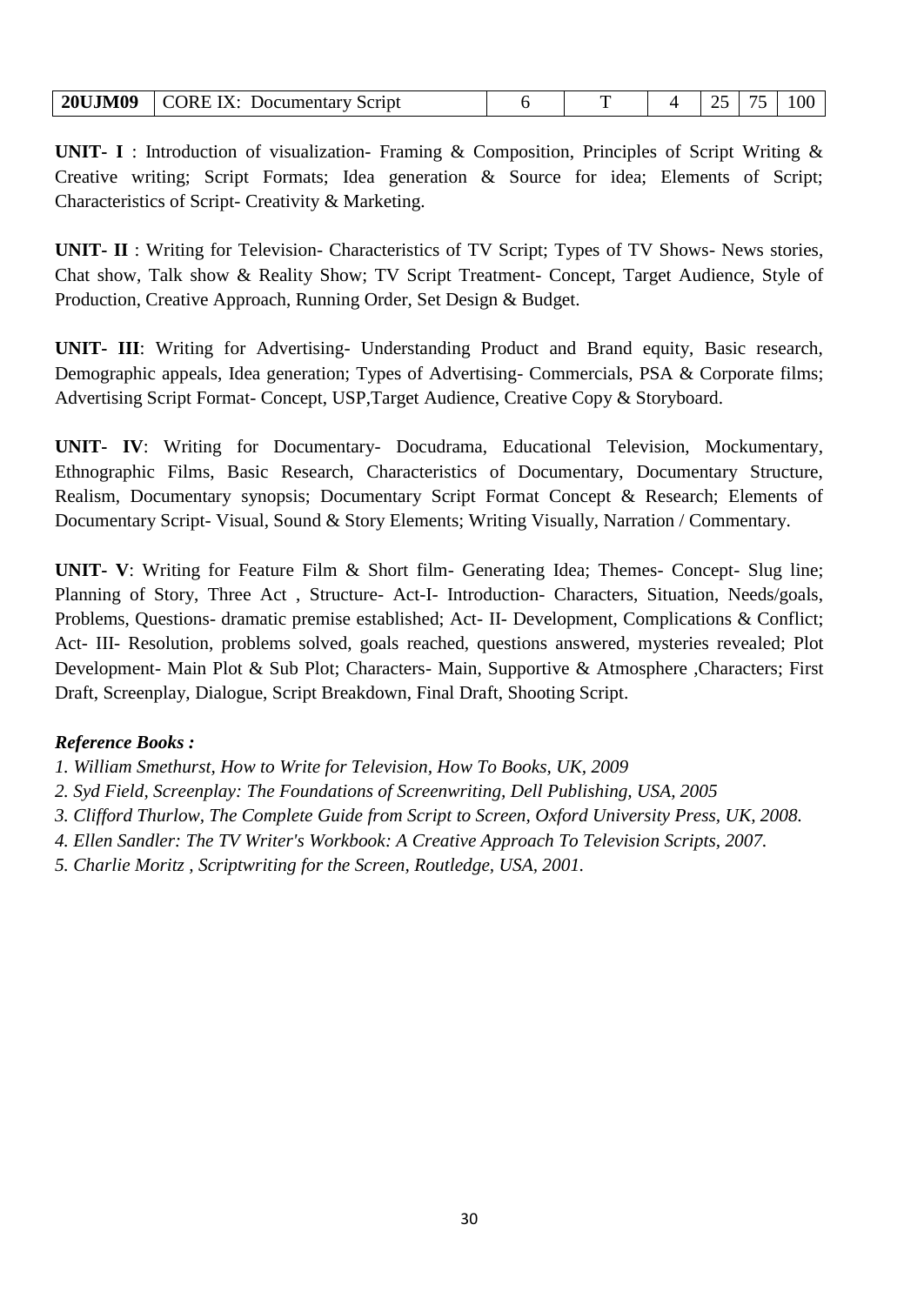| 20UJM09 | CORE IX: Documentary Script | 6 | T | 4 | 25 | 75 | 100 |
|---|---|---|---|---|---|---|---|

**UNIT- I** : Introduction of visualization- Framing & Composition, Principles of Script Writing & Creative writing; Script Formats; Idea generation & Source for idea; Elements of Script; Characteristics of Script- Creativity & Marketing.

**UNIT- II** : Writing for Television- Characteristics of TV Script; Types of TV Shows- News stories, Chat show, Talk show & Reality Show; TV Script Treatment- Concept, Target Audience, Style of Production, Creative Approach, Running Order, Set Design & Budget.

**UNIT- III**: Writing for Advertising- Understanding Product and Brand equity, Basic research, Demographic appeals, Idea generation; Types of Advertising- Commercials, PSA & Corporate films; Advertising Script Format- Concept, USP,Target Audience, Creative Copy & Storyboard.

**UNIT- IV**: Writing for Documentary- Docudrama, Educational Television, Mockumentary, Ethnographic Films, Basic Research, Characteristics of Documentary, Documentary Structure, Realism, Documentary synopsis; Documentary Script Format Concept & Research; Elements of Documentary Script- Visual, Sound & Story Elements; Writing Visually, Narration / Commentary.

**UNIT- V**: Writing for Feature Film & Short film- Generating Idea; Themes- Concept- Slug line; Planning of Story, Three Act , Structure- Act-I- Introduction- Characters, Situation, Needs/goals, Problems, Questions- dramatic premise established; Act- II- Development, Complications & Conflict; Act- III- Resolution, problems solved, goals reached, questions answered, mysteries revealed; Plot Development- Main Plot & Sub Plot; Characters- Main, Supportive & Atmosphere ,Characters; First Draft, Screenplay, Dialogue, Script Breakdown, Final Draft, Shooting Script.

***Reference Books :***

*1. William Smethurst, How to Write for Television, How To Books, UK, 2009*
*2. Syd Field, Screenplay: The Foundations of Screenwriting, Dell Publishing, USA, 2005*
*3. Clifford Thurlow, The Complete Guide from Script to Screen, Oxford University Press, UK, 2008.*
*4. Ellen Sandler: The TV Writer's Workbook: A Creative Approach To Television Scripts, 2007.*
*5. Charlie Moritz , Scriptwriting for the Screen, Routledge, USA, 2001.*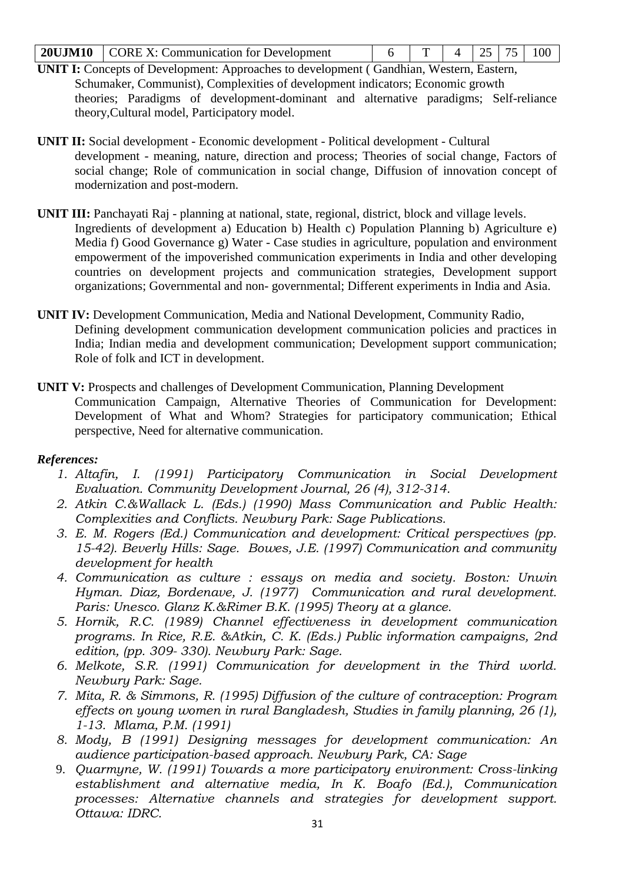| 20UJM10 | CORE X: Communication for Development | 6 | T | 4 | 25 | 75 | 100 |
|---|---|---|---|---|---|---|---|

**UNIT I:** Concepts of Development: Approaches to development ( Gandhian, Western, Eastern, Schumaker, Communist), Complexities of development indicators; Economic growth theories; Paradigms of development-dominant and alternative paradigms; Self-reliance theory,Cultural model, Participatory model.

**UNIT II:** Social development - Economic development - Political development - Cultural development - meaning, nature, direction and process; Theories of social change, Factors of social change; Role of communication in social change, Diffusion of innovation concept of modernization and post-modern.

**UNIT III:** Panchayati Raj - planning at national, state, regional, district, block and village levels. Ingredients of development a) Education b) Health c) Population Planning b) Agriculture e) Media f) Good Governance g) Water - Case studies in agriculture, population and environment empowerment of the impoverished communication experiments in India and other developing countries on development projects and communication strategies, Development support organizations; Governmental and non- governmental; Different experiments in India and Asia.

**UNIT IV:** Development Communication, Media and National Development, Community Radio, Defining development communication development communication policies and practices in India; Indian media and development communication; Development support communication; Role of folk and ICT in development.

**UNIT V:** Prospects and challenges of Development Communication, Planning Development Communication Campaign, Alternative Theories of Communication for Development: Development of What and Whom? Strategies for participatory communication; Ethical perspective, Need for alternative communication.

***References:***

1. *Altafin, I. (1991) Participatory Communication in Social Development Evaluation. Community Development Journal, 26 (4), 312-314.*
2. *Atkin C.&Wallack L. (Eds.) (1990) Mass Communication and Public Health: Complexities and Conflicts. Newbury Park: Sage Publications.*
3. *E. M. Rogers (Ed.) Communication and development: Critical perspectives (pp. 15-42). Beverly Hills: Sage. Bowes, J.E. (1997) Communication and community development for health*
4. *Communication as culture : essays on media and society. Boston: Unwin Hyman. Diaz, Bordenave, J. (1977) Communication and rural development. Paris: Unesco. Glanz K.&Rimer B.K. (1995) Theory at a glance.*
5. *Hornik, R.C. (1989) Channel effectiveness in development communication programs. In Rice, R.E. &Atkin, C. K. (Eds.) Public information campaigns, 2nd edition, (pp. 309- 330). Newbury Park: Sage.*
6. *Melkote, S.R. (1991) Communication for development in the Third world. Newbury Park: Sage.*
7. *Mita, R. & Simmons, R. (1995) Diffusion of the culture of contraception: Program effects on young women in rural Bangladesh, Studies in family planning, 26 (1), 1-13. Mlama, P.M. (1991)*
8. *Mody, B (1991) Designing messages for development communication: An audience participation-based approach. Newbury Park, CA: Sage*
9. *Quarmyne, W. (1991) Towards a more participatory environment: Cross-linking establishment and alternative media, In K. Boafo (Ed.), Communication processes: Alternative channels and strategies for development support. Ottawa: IDRC.*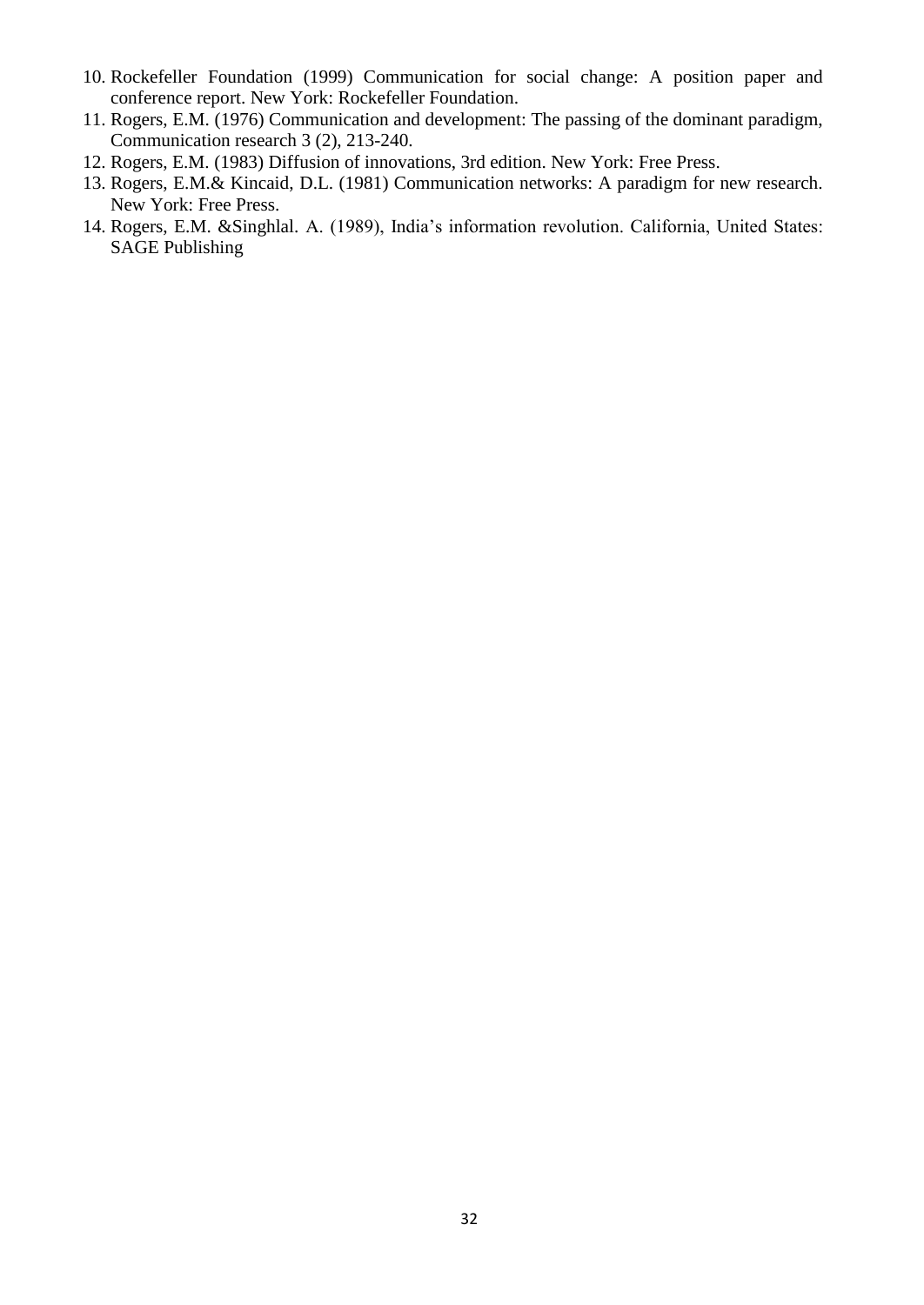10. Rockefeller Foundation (1999) Communication for social change: A position paper and conference report. New York: Rockefeller Foundation.
11. Rogers, E.M. (1976) Communication and development: The passing of the dominant paradigm, Communication research 3 (2), 213-240.
12. Rogers, E.M. (1983) Diffusion of innovations, 3rd edition. New York: Free Press.
13. Rogers, E.M.& Kincaid, D.L. (1981) Communication networks: A paradigm for new research. New York: Free Press.
14. Rogers, E.M. &Singhlal. A. (1989), India's information revolution. California, United States: SAGE Publishing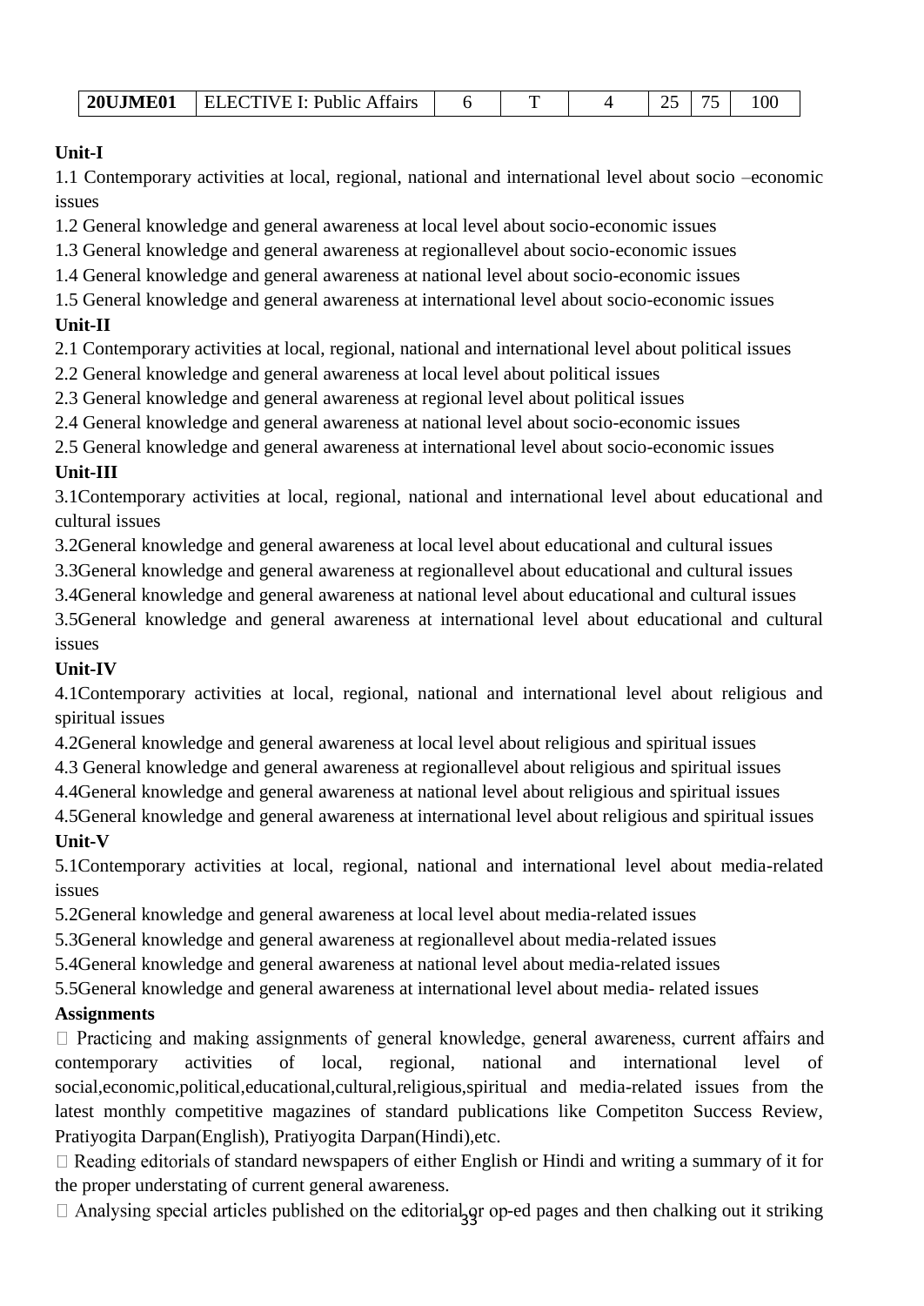| 20UJME01 | ELECTIVE I: Public Affairs | 6 | T | 4 | 25 | 75 | 100 |
|---|---|---|---|---|---|---|---|

**Unit-I**

1.1 Contemporary activities at local, regional, national and international level about socio –economic issues

1.2 General knowledge and general awareness at local level about socio-economic issues

1.3 General knowledge and general awareness at regionallevel about socio-economic issues

1.4 General knowledge and general awareness at national level about socio-economic issues

1.5 General knowledge and general awareness at international level about socio-economic issues

**Unit-II**

2.1 Contemporary activities at local, regional, national and international level about political issues

2.2 General knowledge and general awareness at local level about political issues

2.3 General knowledge and general awareness at regional level about political issues

2.4 General knowledge and general awareness at national level about socio-economic issues

2.5 General knowledge and general awareness at international level about socio-economic issues

**Unit-III**

3.1Contemporary activities at local, regional, national and international level about educational and cultural issues

3.2General knowledge and general awareness at local level about educational and cultural issues

3.3General knowledge and general awareness at regionallevel about educational and cultural issues

3.4General knowledge and general awareness at national level about educational and cultural issues

3.5General knowledge and general awareness at international level about educational and cultural issues

**Unit-IV**

4.1Contemporary activities at local, regional, national and international level about religious and spiritual issues

4.2General knowledge and general awareness at local level about religious and spiritual issues

4.3 General knowledge and general awareness at regionallevel about religious and spiritual issues

4.4General knowledge and general awareness at national level about religious and spiritual issues

4.5General knowledge and general awareness at international level about religious and spiritual issues

**Unit-V**

5.1Contemporary activities at local, regional, national and international level about media-related issues

5.2General knowledge and general awareness at local level about media-related issues

5.3General knowledge and general awareness at regionallevel about media-related issues

5.4General knowledge and general awareness at national level about media-related issues

5.5General knowledge and general awareness at international level about media- related issues

**Assignments**

- Practicing and making assignments of general knowledge, general awareness, current affairs and contemporary activities of local, regional, national and international level of social,economic,political,educational,cultural,religious,spiritual and media-related issues from the latest monthly competitive magazines of standard publications like Competiton Success Review, Pratiyogita Darpan(English), Pratiyogita Darpan(Hindi),etc.
- Reading editorials of standard newspapers of either English or Hindi and writing a summary of it for the proper understating of current general awareness.
- Analysing special articles published on the editorial or op-ed pages and then chalking out it striking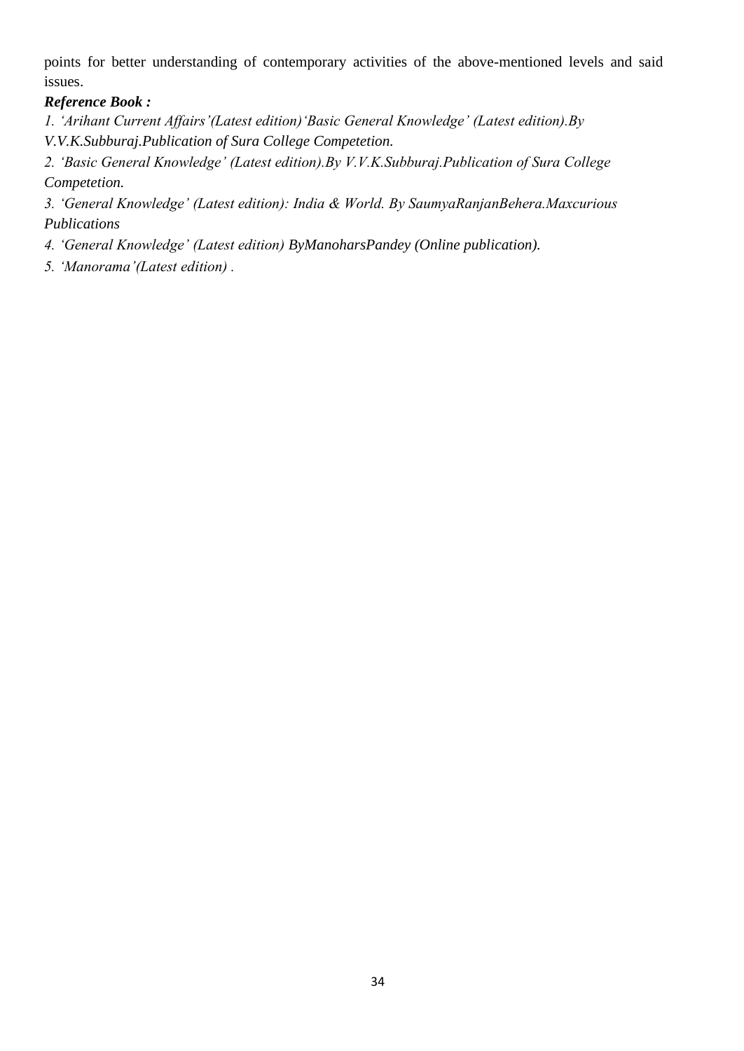points for better understanding of contemporary activities of the above-mentioned levels and said issues.

***Reference Book :***

*1. 'Arihant Current Affairs'(Latest edition)'Basic General Knowledge' (Latest edition).By V.V.K.Subburaj.Publication of Sura College Competetion.*

*2. 'Basic General Knowledge' (Latest edition).By V.V.K.Subburaj.Publication of Sura College Competetion.*

*3. 'General Knowledge' (Latest edition): India & World. By SaumyaRanjanBehera.Maxcurious Publications*

*4. 'General Knowledge' (Latest edition) ByManoharsPandey (Online publication).*

*5. 'Manorama'(Latest edition) .*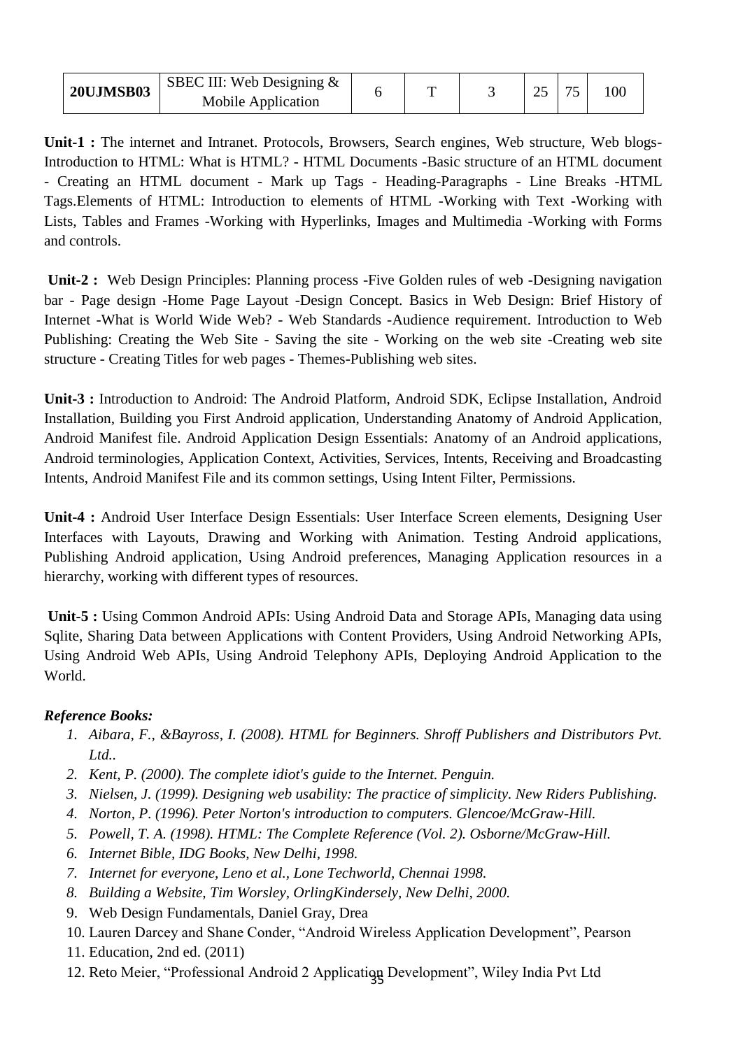| 20UJMSB03 | SBEC III: Web Designing & Mobile Application | 6 | T | 3 | 25 | 75 | 100 |
|---|---|---|---|---|---|---|---|

**Unit-1 :** The internet and Intranet. Protocols, Browsers, Search engines, Web structure, Web blogs-Introduction to HTML: What is HTML? - HTML Documents -Basic structure of an HTML document - Creating an HTML document - Mark up Tags - Heading-Paragraphs - Line Breaks -HTML Tags.Elements of HTML: Introduction to elements of HTML -Working with Text -Working with Lists, Tables and Frames -Working with Hyperlinks, Images and Multimedia -Working with Forms and controls.

**Unit-2 :** Web Design Principles: Planning process -Five Golden rules of web -Designing navigation bar - Page design -Home Page Layout -Design Concept. Basics in Web Design: Brief History of Internet -What is World Wide Web? - Web Standards -Audience requirement. Introduction to Web Publishing: Creating the Web Site - Saving the site - Working on the web site -Creating web site structure - Creating Titles for web pages - Themes-Publishing web sites.

**Unit-3 :** Introduction to Android: The Android Platform, Android SDK, Eclipse Installation, Android Installation, Building you First Android application, Understanding Anatomy of Android Application, Android Manifest file. Android Application Design Essentials: Anatomy of an Android applications, Android terminologies, Application Context, Activities, Services, Intents, Receiving and Broadcasting Intents, Android Manifest File and its common settings, Using Intent Filter, Permissions.

**Unit-4 :** Android User Interface Design Essentials: User Interface Screen elements, Designing User Interfaces with Layouts, Drawing and Working with Animation. Testing Android applications, Publishing Android application, Using Android preferences, Managing Application resources in a hierarchy, working with different types of resources.

**Unit-5 :** Using Common Android APIs: Using Android Data and Storage APIs, Managing data using Sqlite, Sharing Data between Applications with Content Providers, Using Android Networking APIs, Using Android Web APIs, Using Android Telephony APIs, Deploying Android Application to the World.

***Reference Books:***

1. *Aibara, F., &Bayross, I. (2008). HTML for Beginners. Shroff Publishers and Distributors Pvt. Ltd..*
2. *Kent, P. (2000). The complete idiot's guide to the Internet. Penguin.*
3. *Nielsen, J. (1999). Designing web usability: The practice of simplicity. New Riders Publishing.*
4. *Norton, P. (1996). Peter Norton's introduction to computers. Glencoe/McGraw-Hill.*
5. *Powell, T. A. (1998). HTML: The Complete Reference (Vol. 2). Osborne/McGraw-Hill.*
6. *Internet Bible, IDG Books, New Delhi, 1998.*
7. *Internet for everyone, Leno et al., Lone Techworld, Chennai 1998.*
8. *Building a Website, Tim Worsley, OrlingKindersely, New Delhi, 2000.*
9. Web Design Fundamentals, Daniel Gray, Drea
10. Lauren Darcey and Shane Conder, "Android Wireless Application Development", Pearson
11. Education, 2nd ed. (2011)
12. Reto Meier, "Professional Android 2 Application Development", Wiley India Pvt Ltd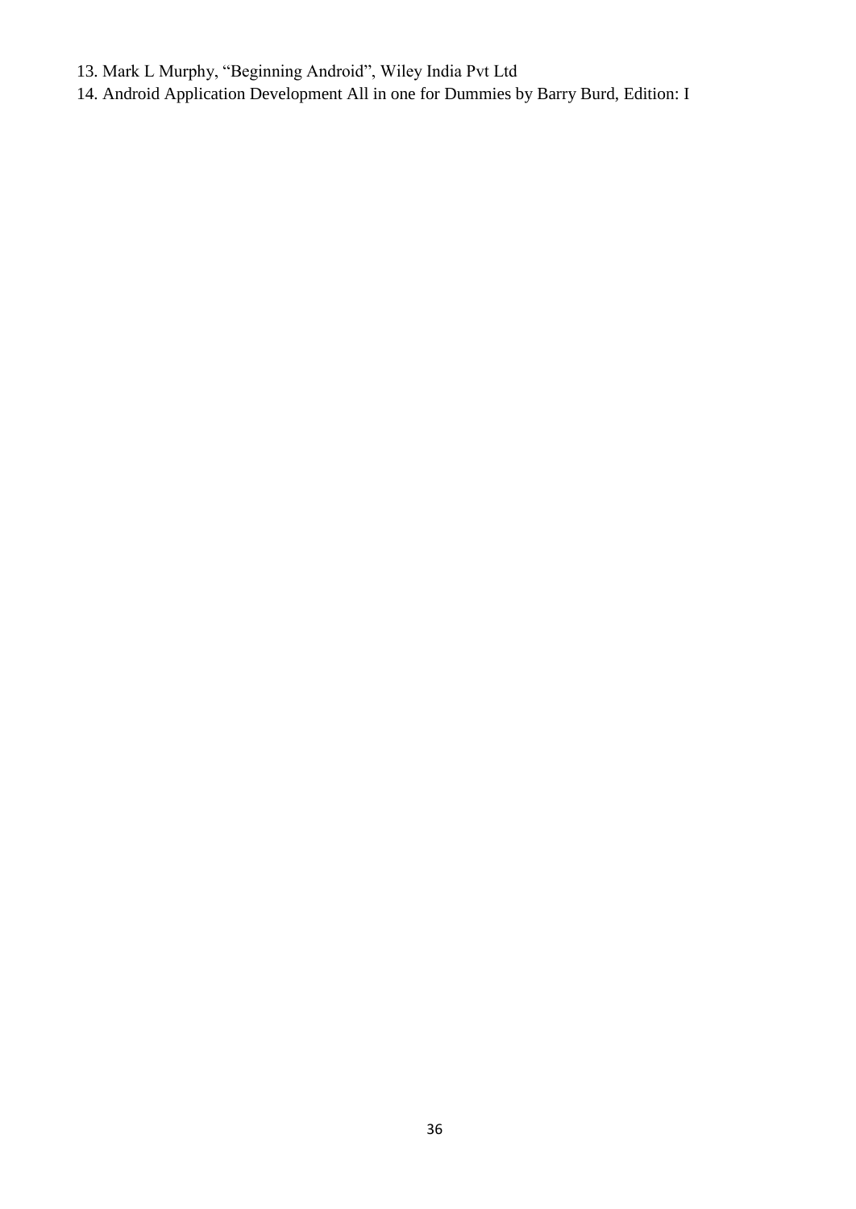13. Mark L Murphy, “Beginning Android”, Wiley India Pvt Ltd
14. Android Application Development All in one for Dummies by Barry Burd, Edition: I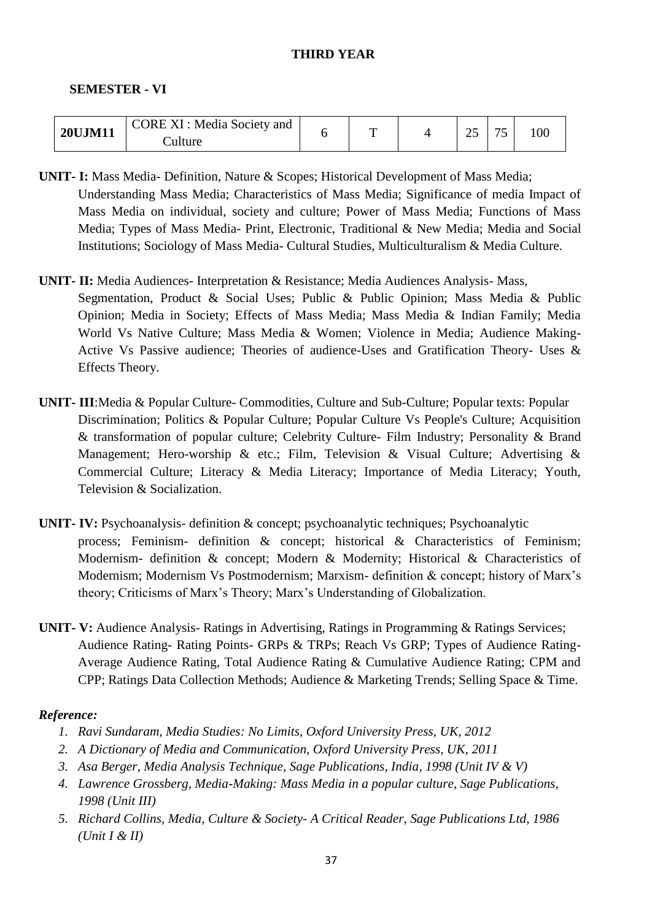**THIRD YEAR**

**SEMESTER - VI**

| **20UJM11** | CORE XI : Media Society and Culture | 6 | T | 4 | 25 | 75 | 100 |
|---|---|---|---|---|---|---|---|

**UNIT- I:** Mass Media- Definition, Nature & Scopes; Historical Development of Mass Media; Understanding Mass Media; Characteristics of Mass Media; Significance of media Impact of Mass Media on individual, society and culture; Power of Mass Media; Functions of Mass Media; Types of Mass Media- Print, Electronic, Traditional & New Media; Media and Social Institutions; Sociology of Mass Media- Cultural Studies, Multiculturalism & Media Culture.

**UNIT- II:** Media Audiences- Interpretation & Resistance; Media Audiences Analysis- Mass, Segmentation, Product & Social Uses; Public & Public Opinion; Mass Media & Public Opinion; Media in Society; Effects of Mass Media; Mass Media & Indian Family; Media World Vs Native Culture; Mass Media & Women; Violence in Media; Audience Making- Active Vs Passive audience; Theories of audience-Uses and Gratification Theory- Uses & Effects Theory.

**UNIT- III**:Media & Popular Culture- Commodities, Culture and Sub-Culture; Popular texts: Popular Discrimination; Politics & Popular Culture; Popular Culture Vs People's Culture; Acquisition & transformation of popular culture; Celebrity Culture- Film Industry; Personality & Brand Management; Hero-worship & etc.; Film, Television & Visual Culture; Advertising & Commercial Culture; Literacy & Media Literacy; Importance of Media Literacy; Youth, Television & Socialization.

**UNIT- IV:** Psychoanalysis- definition & concept; psychoanalytic techniques; Psychoanalytic process; Feminism- definition & concept; historical & Characteristics of Feminism; Modernism- definition & concept; Modern & Modernity; Historical & Characteristics of Modernism; Modernism Vs Postmodernism; Marxism- definition & concept; history of Marx's theory; Criticisms of Marx's Theory; Marx's Understanding of Globalization.

**UNIT- V:** Audience Analysis- Ratings in Advertising, Ratings in Programming & Ratings Services; Audience Rating- Rating Points- GRPs & TRPs; Reach Vs GRP; Types of Audience Rating- Average Audience Rating, Total Audience Rating & Cumulative Audience Rating; CPM and CPP; Ratings Data Collection Methods; Audience & Marketing Trends; Selling Space & Time.

***Reference:***

1. *Ravi Sundaram, Media Studies: No Limits, Oxford University Press, UK, 2012*
2. *A Dictionary of Media and Communication, Oxford University Press, UK, 2011*
3. *Asa Berger, Media Analysis Technique, Sage Publications, India, 1998 (Unit IV & V)*
4. *Lawrence Grossberg, Media-Making: Mass Media in a popular culture, Sage Publications, 1998 (Unit III)*
5. *Richard Collins, Media, Culture & Society- A Critical Reader, Sage Publications Ltd, 1986 (Unit I & II)*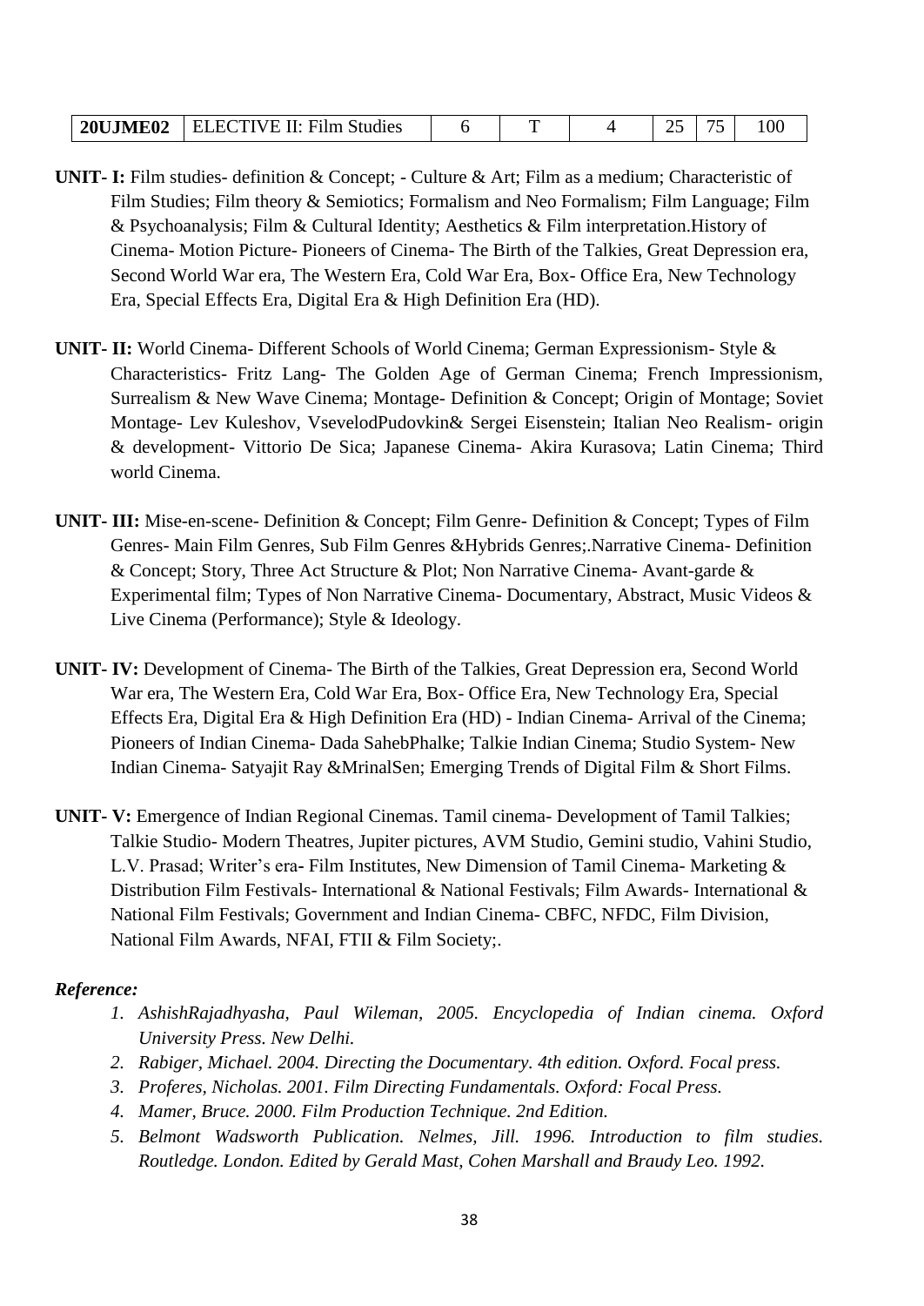| 20UJME02 | ELECTIVE II: Film Studies | 6 | T | 4 | 25 | 75 | 100 |
|---|---|---|---|---|---|---|---|

**UNIT- I:** Film studies- definition & Concept; - Culture & Art; Film as a medium; Characteristic of Film Studies; Film theory & Semiotics; Formalism and Neo Formalism; Film Language; Film & Psychoanalysis; Film & Cultural Identity; Aesthetics & Film interpretation.History of Cinema- Motion Picture- Pioneers of Cinema- The Birth of the Talkies, Great Depression era, Second World War era, The Western Era, Cold War Era, Box- Office Era, New Technology Era, Special Effects Era, Digital Era & High Definition Era (HD).

**UNIT- II:** World Cinema- Different Schools of World Cinema; German Expressionism- Style & Characteristics- Fritz Lang- The Golden Age of German Cinema; French Impressionism, Surrealism & New Wave Cinema; Montage- Definition & Concept; Origin of Montage; Soviet Montage- Lev Kuleshov, VsevelodPudovkin& Sergei Eisenstein; Italian Neo Realism- origin & development- Vittorio De Sica; Japanese Cinema- Akira Kurasova; Latin Cinema; Third world Cinema.

**UNIT- III:** Mise-en-scene- Definition & Concept; Film Genre- Definition & Concept; Types of Film Genres- Main Film Genres, Sub Film Genres &Hybrids Genres;.Narrative Cinema- Definition & Concept; Story, Three Act Structure & Plot; Non Narrative Cinema- Avant-garde & Experimental film; Types of Non Narrative Cinema- Documentary, Abstract, Music Videos & Live Cinema (Performance); Style & Ideology.

**UNIT- IV:** Development of Cinema- The Birth of the Talkies, Great Depression era, Second World War era, The Western Era, Cold War Era, Box- Office Era, New Technology Era, Special Effects Era, Digital Era & High Definition Era (HD) - Indian Cinema- Arrival of the Cinema; Pioneers of Indian Cinema- Dada SahebPhalke; Talkie Indian Cinema; Studio System- New Indian Cinema- Satyajit Ray &MrinalSen; Emerging Trends of Digital Film & Short Films.

**UNIT- V:** Emergence of Indian Regional Cinemas. Tamil cinema- Development of Tamil Talkies; Talkie Studio- Modern Theatres, Jupiter pictures, AVM Studio, Gemini studio, Vahini Studio, L.V. Prasad; Writer's era- Film Institutes, New Dimension of Tamil Cinema- Marketing & Distribution Film Festivals- International & National Festivals; Film Awards- International & National Film Festivals; Government and Indian Cinema- CBFC, NFDC, Film Division, National Film Awards, NFAI, FTII & Film Society;.

***Reference:***

1. *AshishRajadhyasha, Paul Wileman, 2005. Encyclopedia of Indian cinema. Oxford University Press. New Delhi.*
2. *Rabiger, Michael. 2004. Directing the Documentary. 4th edition. Oxford. Focal press.*
3. *Proferes, Nicholas. 2001. Film Directing Fundamentals. Oxford: Focal Press.*
4. *Mamer, Bruce. 2000. Film Production Technique. 2nd Edition.*
5. *Belmont Wadsworth Publication. Nelmes, Jill. 1996. Introduction to film studies. Routledge. London. Edited by Gerald Mast, Cohen Marshall and Braudy Leo. 1992.*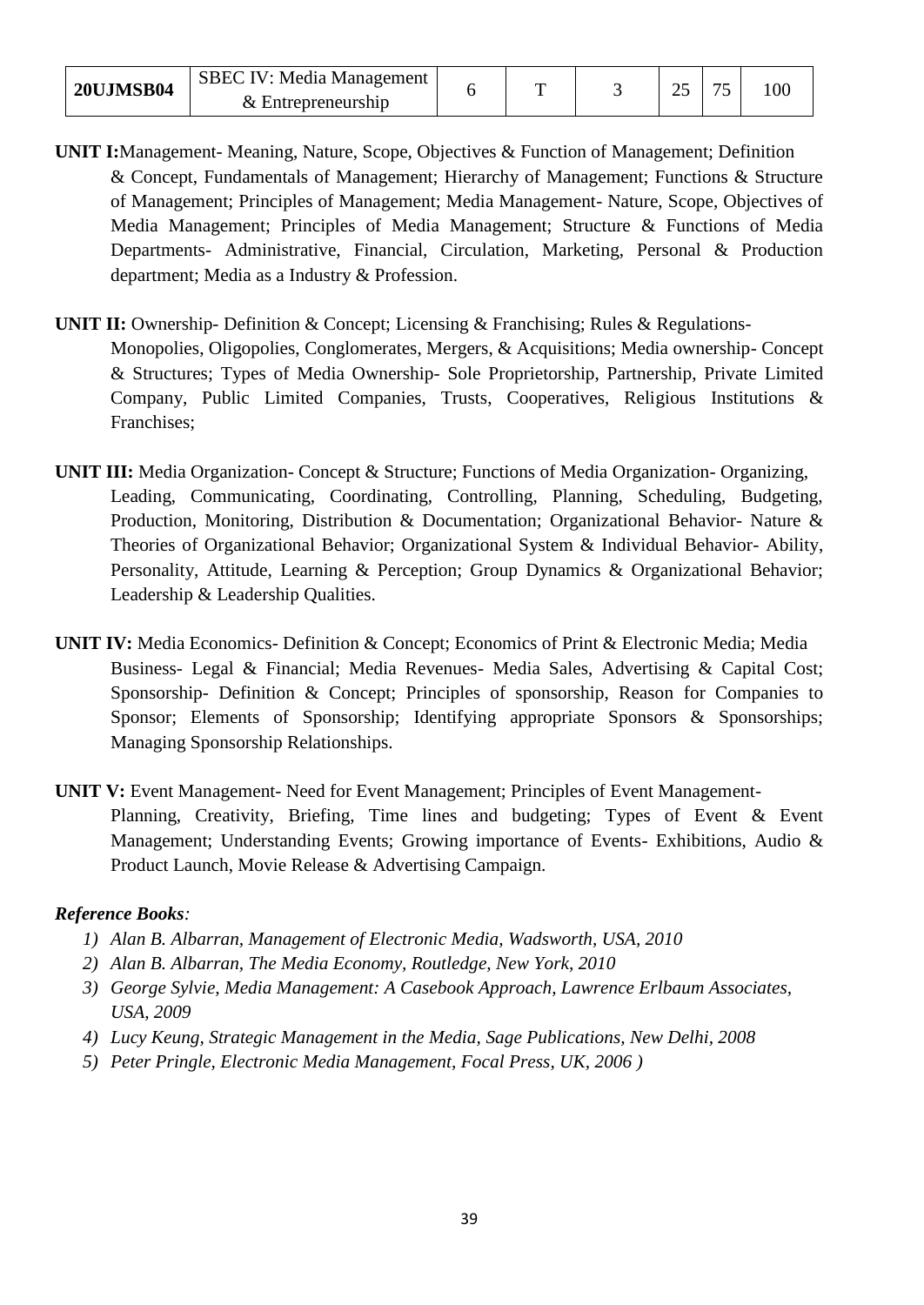| | | | | | | | |
|---|---|---|---|---|---|---|---|
| **20UJMSB04** | SBEC IV: Media Management & Entrepreneurship | 6 | T | 3 | 25 | 75 | 100 |

**UNIT I:** Management- Meaning, Nature, Scope, Objectives & Function of Management; Definition & Concept, Fundamentals of Management; Hierarchy of Management; Functions & Structure of Management; Principles of Management; Media Management- Nature, Scope, Objectives of Media Management; Principles of Media Management; Structure & Functions of Media Departments- Administrative, Financial, Circulation, Marketing, Personal & Production department; Media as a Industry & Profession.

**UNIT II:** Ownership- Definition & Concept; Licensing & Franchising; Rules & Regulations- Monopolies, Oligopolies, Conglomerates, Mergers, & Acquisitions; Media ownership- Concept & Structures; Types of Media Ownership- Sole Proprietorship, Partnership, Private Limited Company, Public Limited Companies, Trusts, Cooperatives, Religious Institutions & Franchises;

**UNIT III:** Media Organization- Concept & Structure; Functions of Media Organization- Organizing, Leading, Communicating, Coordinating, Controlling, Planning, Scheduling, Budgeting, Production, Monitoring, Distribution & Documentation; Organizational Behavior- Nature & Theories of Organizational Behavior; Organizational System & Individual Behavior- Ability, Personality, Attitude, Learning & Perception; Group Dynamics & Organizational Behavior; Leadership & Leadership Qualities.

**UNIT IV:** Media Economics- Definition & Concept; Economics of Print & Electronic Media; Media Business- Legal & Financial; Media Revenues- Media Sales, Advertising & Capital Cost; Sponsorship- Definition & Concept; Principles of sponsorship, Reason for Companies to Sponsor; Elements of Sponsorship; Identifying appropriate Sponsors & Sponsorships; Managing Sponsorship Relationships.

**UNIT V:** Event Management- Need for Event Management; Principles of Event Management- Planning, Creativity, Briefing, Time lines and budgeting; Types of Event & Event Management; Understanding Events; Growing importance of Events- Exhibitions, Audio & Product Launch, Movie Release & Advertising Campaign.

***Reference Books:***

1) *Alan B. Albarran, Management of Electronic Media, Wadsworth, USA, 2010*
2) *Alan B. Albarran, The Media Economy, Routledge, New York, 2010*
3) *George Sylvie, Media Management: A Casebook Approach, Lawrence Erlbaum Associates, USA, 2009*
4) *Lucy Keung, Strategic Management in the Media, Sage Publications, New Delhi, 2008*
5) *Peter Pringle, Electronic Media Management, Focal Press, UK, 2006 )*